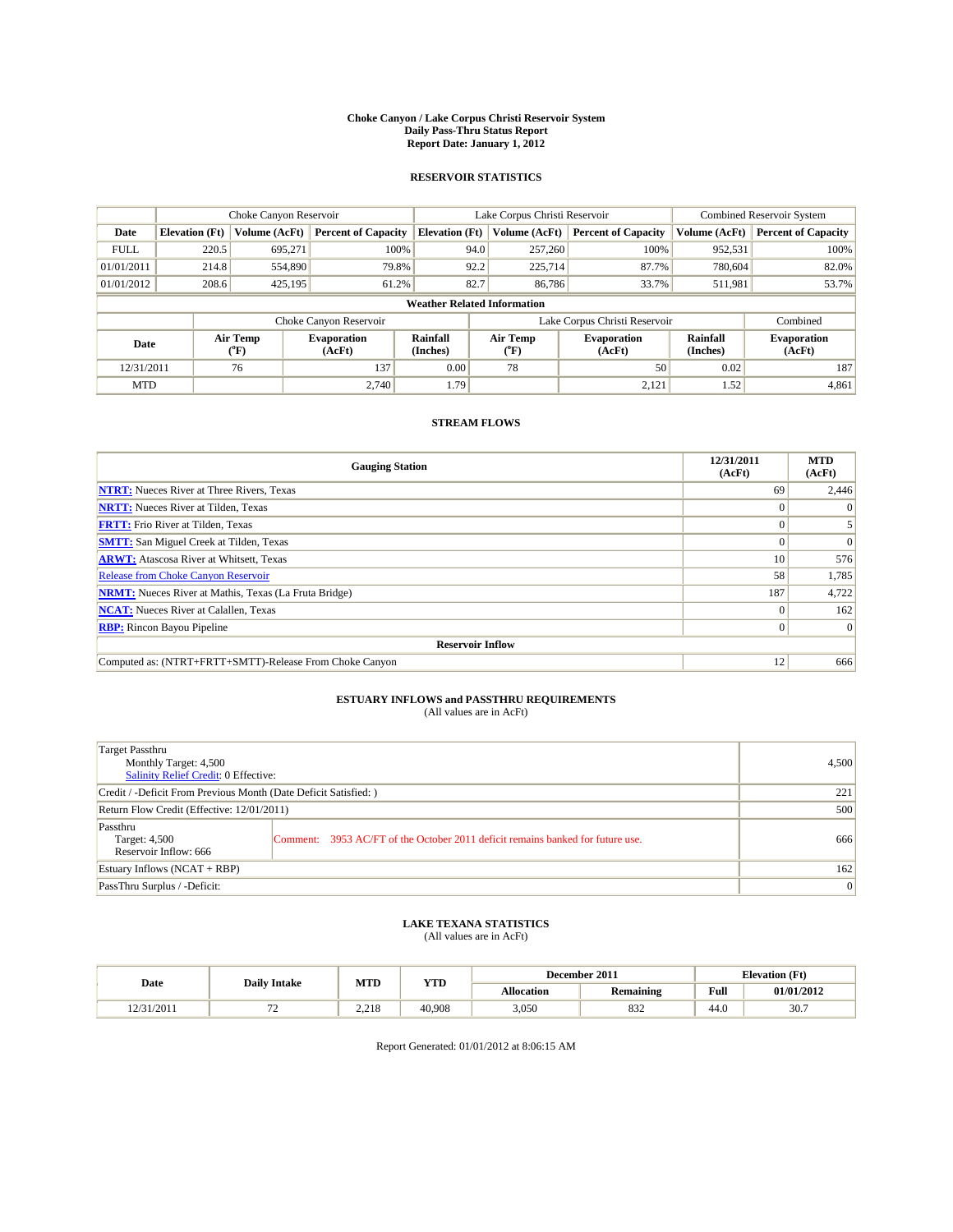# Choke Canyon / Lake Corpus Christi Reservoir System
## Daily Pass-Thru Status Report
### Report Date: January 1, 2012

## RESERVOIR STATISTICS

| | Choke Canyon Reservoir | | | Lake Corpus Christi Reservoir | | | Combined Reservoir System | |
|---|---|---|---|---|---|---|---|---|
| Date | Elevation (Ft) | Volume (AcFt) | Percent of Capacity | Elevation (Ft) | Volume (AcFt) | Percent of Capacity | Volume (AcFt) | Percent of Capacity |
| FULL | 220.5 | 695,271 | 100% | 94.0 | 257,260 | 100% | 952,531 | 100% |
| 01/01/2011 | 214.8 | 554,890 | 79.8% | 92.2 | 225,714 | 87.7% | 780,604 | 82.0% |
| 01/01/2012 | 208.6 | 425,195 | 61.2% | 82.7 | 86,786 | 33.7% | 511,981 | 53.7% |

**Weather Related Information**

| | Choke Canyon Reservoir | | | Lake Corpus Christi Reservoir | | | Combined |
|---|---|---|---|---|---|---|---|
| Date | Air Temp (°F) | Evaporation (AcFt) | Rainfall (Inches) | Air Temp (°F) | Evaporation (AcFt) | Rainfall (Inches) | Evaporation (AcFt) |
| 12/31/2011 | 76 | 137 | 0.00 | 78 | 50 | 0.02 | 187 |
| MTD | | 2,740 | 1.79 | | 2,121 | 1.52 | 4,861 |

## STREAM FLOWS

| Gauging Station | 12/31/2011 (AcFt) | MTD (AcFt) |
|---|---|---|
| NTRT: Nueces River at Three Rivers, Texas | 69 | 2,446 |
| NRTT: Nueces River at Tilden, Texas | 0 | 0 |
| FRTT: Frio River at Tilden, Texas | 0 | 5 |
| SMTT: San Miguel Creek at Tilden, Texas | 0 | 0 |
| ARWT: Atascosa River at Whitsett, Texas | 10 | 576 |
| Release from Choke Canyon Reservoir | 58 | 1,785 |
| NRMT: Nueces River at Mathis, Texas (La Fruta Bridge) | 187 | 4,722 |
| NCAT: Nueces River at Calallen, Texas | 0 | 162 |
| RBP: Rincon Bayou Pipeline | 0 | 0 |
| **Reservoir Inflow** | | |
| Computed as: (NTRT+FRTT+SMTT)-Release From Choke Canyon | 12 | 666 |

## ESTUARY INFLOWS and PASSTHRU REQUIREMENTS
(All values are in AcFt)

| | | |
|---|---|---|
| Target Passthru<br>Monthly Target: 4,500<br>Salinity Relief Credit: 0 Effective: | | 4,500 |
| Credit / -Deficit From Previous Month (Date Deficit Satisfied: ) | | 221 |
| Return Flow Credit (Effective: 12/01/2011) | | 500 |
| Passthru<br>Target: 4,500<br>Reservoir Inflow: 666 | Comment: 3953 AC/FT of the October 2011 deficit remains banked for future use. | 666 |
| Estuary Inflows (NCAT + RBP) | | 162 |
| PassThru Surplus / -Deficit: | | 0 |

## LAKE TEXANA STATISTICS
(All values are in AcFt)

| Date | Daily Intake | MTD | YTD | December 2011 | | Elevation (Ft) | |
|---|---|---|---|---|---|---|---|
| | | | | Allocation | Remaining | Full | 01/01/2012 |
| 12/31/2011 | 72 | 2,218 | 40,908 | 3,050 | 832 | 44.0 | 30.7 |

Report Generated: 01/01/2012 at 8:06:15 AM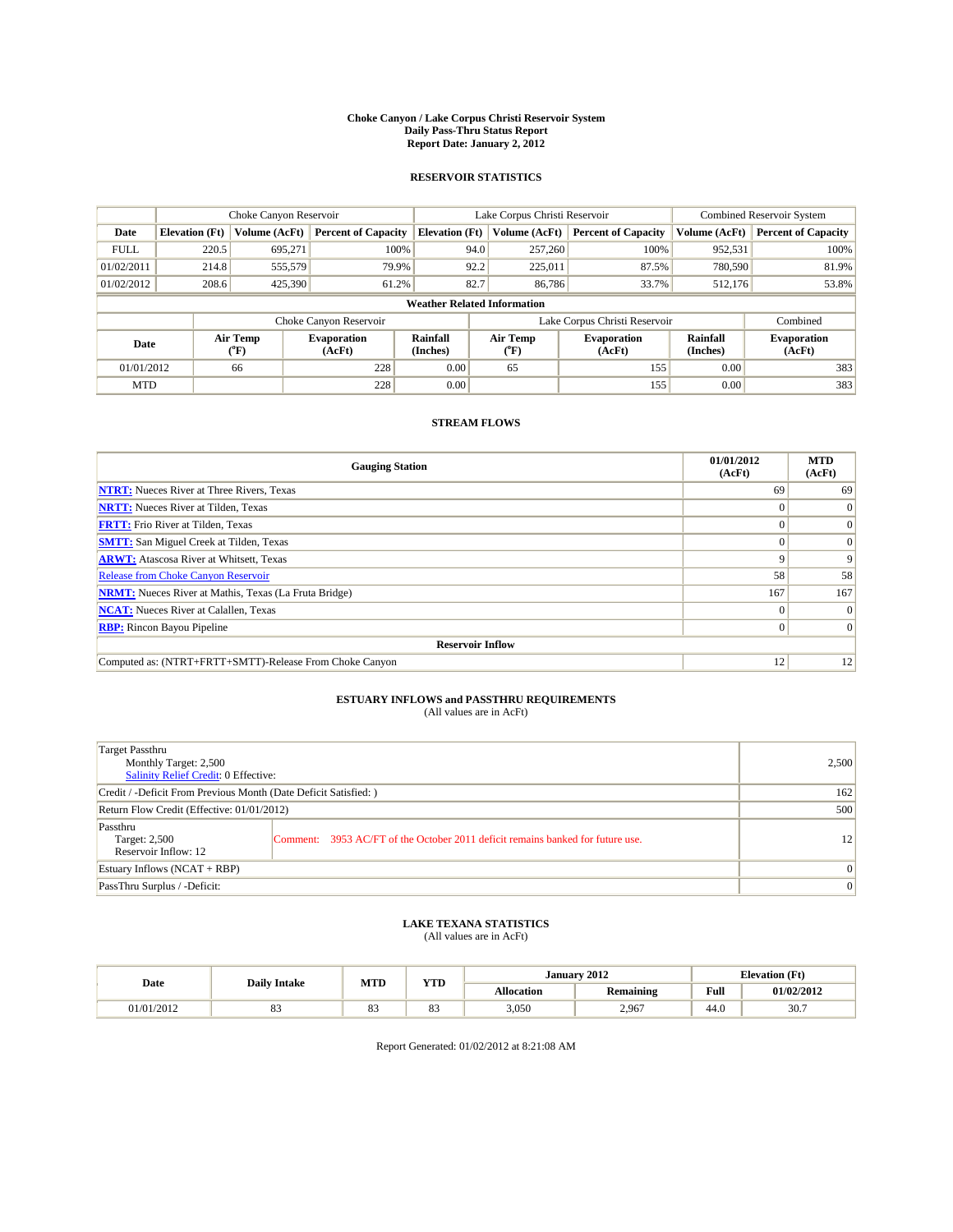# Choke Canyon / Lake Corpus Christi Reservoir System
## Daily Pass-Thru Status Report
### Report Date: January 2, 2012

## RESERVOIR STATISTICS

| | Choke Canyon Reservoir | | | Lake Corpus Christi Reservoir | | | Combined Reservoir System | |
|---|---|---|---|---|---|---|---|---|
| Date | Elevation (Ft) | Volume (AcFt) | Percent of Capacity | Elevation (Ft) | Volume (AcFt) | Percent of Capacity | Volume (AcFt) | Percent of Capacity |
| FULL | 220.5 | 695,271 | 100% | 94.0 | 257,260 | 100% | 952,531 | 100% |
| 01/02/2011 | 214.8 | 555,579 | 79.9% | 92.2 | 225,011 | 87.5% | 780,590 | 81.9% |
| 01/02/2012 | 208.6 | 425,390 | 61.2% | 82.7 | 86,786 | 33.7% | 512,176 | 53.8% |

**Weather Related Information**

| | Choke Canyon Reservoir | | | Lake Corpus Christi Reservoir | | | Combined |
|---|---|---|---|---|---|---|---|
| Date | Air Temp (°F) | Evaporation (AcFt) | Rainfall (Inches) | Air Temp (°F) | Evaporation (AcFt) | Rainfall (Inches) | Evaporation (AcFt) |
| 01/01/2012 | 66 | 228 | 0.00 | 65 | 155 | 0.00 | 383 |
| MTD | | 228 | 0.00 | | 155 | 0.00 | 383 |

## STREAM FLOWS

| Gauging Station | 01/01/2012 (AcFt) | MTD (AcFt) |
|---|---|---|
| NTRT: Nueces River at Three Rivers, Texas | 69 | 69 |
| NRTT: Nueces River at Tilden, Texas | 0 | 0 |
| FRTT: Frio River at Tilden, Texas | 0 | 0 |
| SMTT: San Miguel Creek at Tilden, Texas | 0 | 0 |
| ARWT: Atascosa River at Whitsett, Texas | 9 | 9 |
| Release from Choke Canyon Reservoir | 58 | 58 |
| NRMT: Nueces River at Mathis, Texas (La Fruta Bridge) | 167 | 167 |
| NCAT: Nueces River at Calallen, Texas | 0 | 0 |
| RBP: Rincon Bayou Pipeline | 0 | 0 |
| **Reservoir Inflow** | | |
| Computed as: (NTRT+FRTT+SMTT)-Release From Choke Canyon | 12 | 12 |

## ESTUARY INFLOWS and PASSTHRU REQUIREMENTS
(All values are in AcFt)

| | | |
|---|---|---|
| Target Passthru<br>Monthly Target: 2,500<br>Salinity Relief Credit: 0 Effective: | | 2,500 |
| Credit / -Deficit From Previous Month (Date Deficit Satisfied: ) | | 162 |
| Return Flow Credit (Effective: 01/01/2012) | | 500 |
| Passthru<br>Target: 2,500<br>Reservoir Inflow: 12 | Comment: 3953 AC/FT of the October 2011 deficit remains banked for future use. | 12 |
| Estuary Inflows (NCAT + RBP) | | 0 |
| PassThru Surplus / -Deficit: | | 0 |

## LAKE TEXANA STATISTICS
(All values are in AcFt)

| Date | Daily Intake | MTD | YTD | January 2012 | | Elevation (Ft) | |
|---|---|---|---|---|---|---|---|
| | | | | Allocation | Remaining | Full | 01/02/2012 |
| 01/01/2012 | 83 | 83 | 83 | 3,050 | 2,967 | 44.0 | 30.7 |

Report Generated: 01/02/2012 at 8:21:08 AM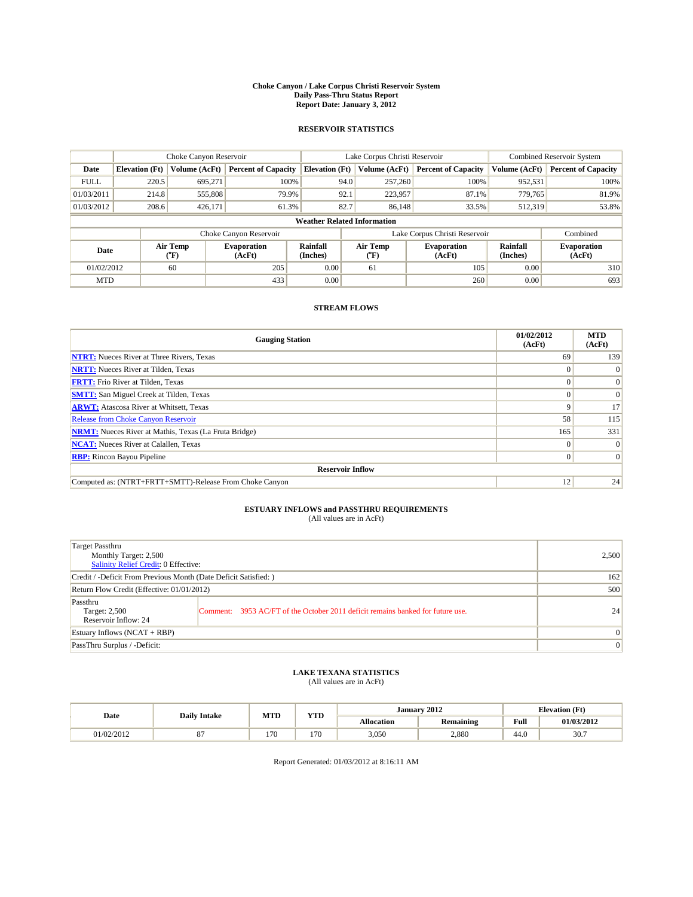# Choke Canyon / Lake Corpus Christi Reservoir System
## Daily Pass-Thru Status Report
## Report Date: January 3, 2012

### RESERVOIR STATISTICS

| | Choke Canyon Reservoir | | | Lake Corpus Christi Reservoir | | | Combined Reservoir System | |
|---|---|---|---|---|---|---|---|---|
| Date | Elevation (Ft) | Volume (AcFt) | Percent of Capacity | Elevation (Ft) | Volume (AcFt) | Percent of Capacity | Volume (AcFt) | Percent of Capacity |
| FULL | 220.5 | 695,271 | 100% | 94.0 | 257,260 | 100% | 952,531 | 100% |
| 01/03/2011 | 214.8 | 555,808 | 79.9% | 92.1 | 223,957 | 87.1% | 779,765 | 81.9% |
| 01/03/2012 | 208.6 | 426,171 | 61.3% | 82.7 | 86,148 | 33.5% | 512,319 | 53.8% |

**Weather Related Information**

| | Choke Canyon Reservoir | | | Lake Corpus Christi Reservoir | | | Combined |
|---|---|---|---|---|---|---|---|
| Date | Air Temp (°F) | Evaporation (AcFt) | Rainfall (Inches) | Air Temp (°F) | Evaporation (AcFt) | Rainfall (Inches) | Evaporation (AcFt) |
| 01/02/2012 | 60 | 205 | 0.00 | 61 | 105 | 0.00 | 310 |
| MTD | | 433 | 0.00 | | 260 | 0.00 | 693 |

### STREAM FLOWS

| Gauging Station | 01/02/2012 (AcFt) | MTD (AcFt) |
|---|---|---|
| NTRT: Nueces River at Three Rivers, Texas | 69 | 139 |
| NRTT: Nueces River at Tilden, Texas | 0 | 0 |
| FRTT: Frio River at Tilden, Texas | 0 | 0 |
| SMTT: San Miguel Creek at Tilden, Texas | 0 | 0 |
| ARWT: Atascosa River at Whitsett, Texas | 9 | 17 |
| Release from Choke Canyon Reservoir | 58 | 115 |
| NRMT: Nueces River at Mathis, Texas (La Fruta Bridge) | 165 | 331 |
| NCAT: Nueces River at Calallen, Texas | 0 | 0 |
| RBP: Rincon Bayou Pipeline | 0 | 0 |
| **Reservoir Inflow** | | |
| Computed as: (NTRT+FRTT+SMTT)-Release From Choke Canyon | 12 | 24 |

### ESTUARY INFLOWS and PASSTHRU REQUIREMENTS
(All values are in AcFt)

| | | |
|---|---|---|
| Target Passthru<br>Monthly Target: 2,500<br>Salinity Relief Credit: 0 Effective: | | 2,500 |
| Credit / -Deficit From Previous Month (Date Deficit Satisfied: ) | | 162 |
| Return Flow Credit (Effective: 01/01/2012) | | 500 |
| Passthru<br>Target: 2,500<br>Reservoir Inflow: 24 | Comment: 3953 AC/FT of the October 2011 deficit remains banked for future use. | 24 |
| Estuary Inflows (NCAT + RBP) | | 0 |
| PassThru Surplus / -Deficit: | | 0 |

### LAKE TEXANA STATISTICS
(All values are in AcFt)

| Date | Daily Intake | MTD | YTD | January 2012 | | Elevation (Ft) | |
|---|---|---|---|---|---|---|---|
| | | | | Allocation | Remaining | Full | 01/03/2012 |
| 01/02/2012 | 87 | 170 | 170 | 3,050 | 2,880 | 44.0 | 30.7 |

Report Generated: 01/03/2012 at 8:16:11 AM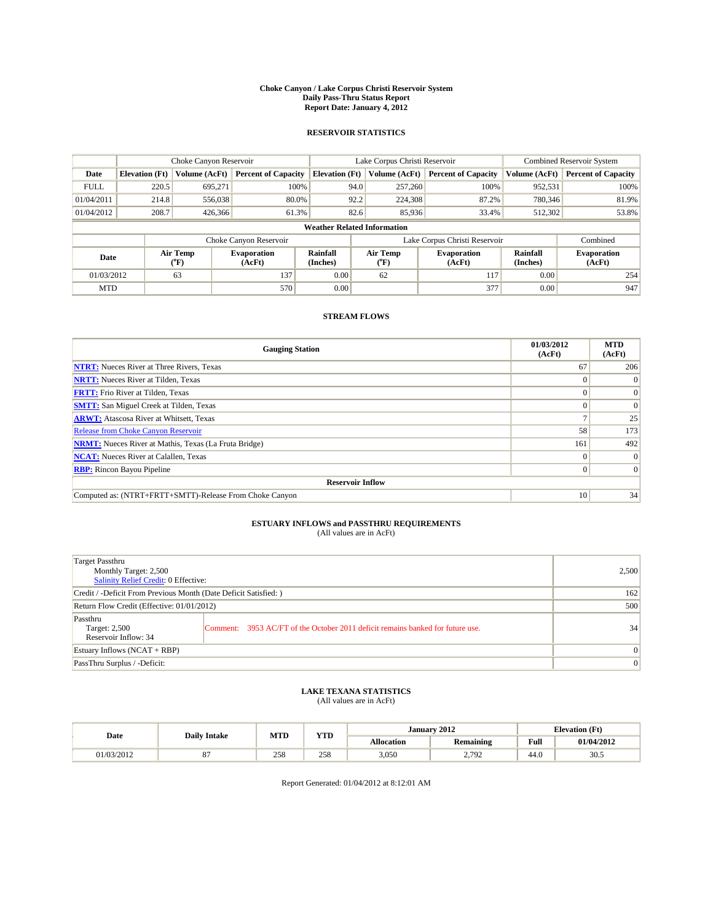# Choke Canyon / Lake Corpus Christi Reservoir System
## Daily Pass-Thru Status Report
## Report Date: January 4, 2012

### RESERVOIR STATISTICS

| | Choke Canyon Reservoir | | | Lake Corpus Christi Reservoir | | | Combined Reservoir System | |
|---|---|---|---|---|---|---|---|---|
| Date | Elevation (Ft) | Volume (AcFt) | Percent of Capacity | Elevation (Ft) | Volume (AcFt) | Percent of Capacity | Volume (AcFt) | Percent of Capacity |
| FULL | 220.5 | 695,271 | 100% | 94.0 | 257,260 | 100% | 952,531 | 100% |
| 01/04/2011 | 214.8 | 556,038 | 80.0% | 92.2 | 224,308 | 87.2% | 780,346 | 81.9% |
| 01/04/2012 | 208.7 | 426,366 | 61.3% | 82.6 | 85,936 | 33.4% | 512,302 | 53.8% |

**Weather Related Information**

| | Choke Canyon Reservoir | | | Lake Corpus Christi Reservoir | | | Combined |
|---|---|---|---|---|---|---|---|
| Date | Air Temp (°F) | Evaporation (AcFt) | Rainfall (Inches) | Air Temp (°F) | Evaporation (AcFt) | Rainfall (Inches) | Evaporation (AcFt) |
| 01/03/2012 | 63 | 137 | 0.00 | 62 | 117 | 0.00 | 254 |
| MTD | | 570 | 0.00 | | 377 | 0.00 | 947 |

### STREAM FLOWS

| Gauging Station | 01/03/2012 (AcFt) | MTD (AcFt) |
|---|---|---|
| **NTRT:** Nueces River at Three Rivers, Texas | 67 | 206 |
| **NRTT:** Nueces River at Tilden, Texas | 0 | 0 |
| **FRTT:** Frio River at Tilden, Texas | 0 | 0 |
| **SMTT:** San Miguel Creek at Tilden, Texas | 0 | 0 |
| **ARWT:** Atascosa River at Whitsett, Texas | 7 | 25 |
| Release from Choke Canyon Reservoir | 58 | 173 |
| **NRMT:** Nueces River at Mathis, Texas (La Fruta Bridge) | 161 | 492 |
| **NCAT:** Nueces River at Calallen, Texas | 0 | 0 |
| **RBP:** Rincon Bayou Pipeline | 0 | 0 |
| **Reservoir Inflow** | | |
| Computed as: (NTRT+FRTT+SMTT)-Release From Choke Canyon | 10 | 34 |

### ESTUARY INFLOWS and PASSTHRU REQUIREMENTS
(All values are in AcFt)

| | |
|---|---|
| Target Passthru<br>Monthly Target: 2,500<br>Salinity Relief Credit: 0 Effective: | 2,500 |
| Credit / -Deficit From Previous Month (Date Deficit Satisfied: ) | 162 |
| Return Flow Credit (Effective: 01/01/2012) | 500 |
| Passthru<br>Target: 2,500<br>Reservoir Inflow: 34 — Comment: 3953 AC/FT of the October 2011 deficit remains banked for future use. | 34 |
| Estuary Inflows (NCAT + RBP) | 0 |
| PassThru Surplus / -Deficit: | 0 |

### LAKE TEXANA STATISTICS
(All values are in AcFt)

| Date | Daily Intake | MTD | YTD | January 2012 | | Elevation (Ft) | |
|---|---|---|---|---|---|---|---|
| | | | | Allocation | Remaining | Full | 01/04/2012 |
| 01/03/2012 | 87 | 258 | 258 | 3,050 | 2,792 | 44.0 | 30.5 |

Report Generated: 01/04/2012 at 8:12:01 AM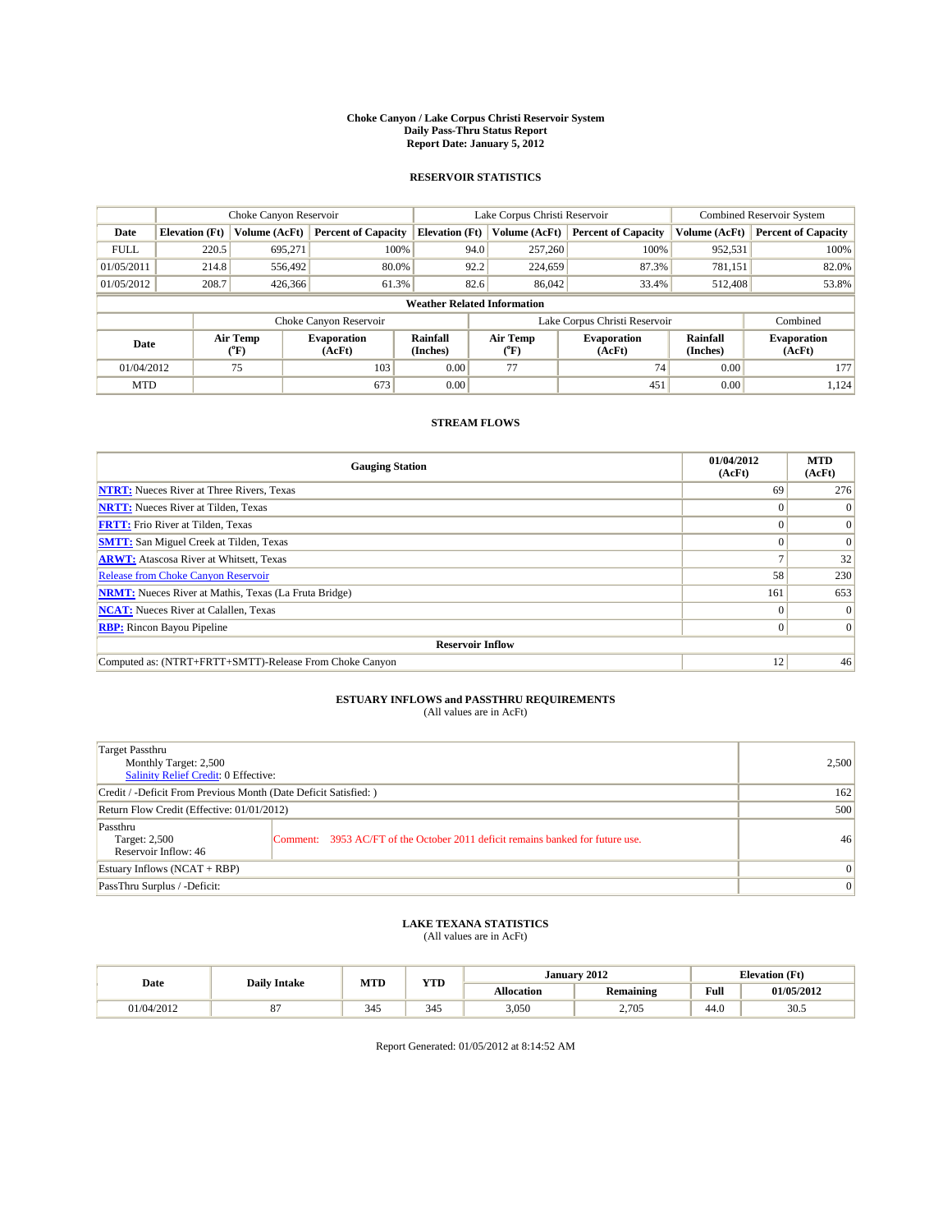**Choke Canyon / Lake Corpus Christi Reservoir System**
**Daily Pass-Thru Status Report**
**Report Date: January 5, 2012**

## RESERVOIR STATISTICS

| | Choke Canyon Reservoir | | | Lake Corpus Christi Reservoir | | | Combined Reservoir System | |
|---|---|---|---|---|---|---|---|---|
| **Date** | **Elevation (Ft)** | **Volume (AcFt)** | **Percent of Capacity** | **Elevation (Ft)** | **Volume (AcFt)** | **Percent of Capacity** | **Volume (AcFt)** | **Percent of Capacity** |
| FULL | 220.5 | 695,271 | 100% | 94.0 | 257,260 | 100% | 952,531 | 100% |
| 01/05/2011 | 214.8 | 556,492 | 80.0% | 92.2 | 224,659 | 87.3% | 781,151 | 82.0% |
| 01/05/2012 | 208.7 | 426,366 | 61.3% | 82.6 | 86,042 | 33.4% | 512,408 | 53.8% |

**Weather Related Information**

| | Choke Canyon Reservoir | | | Lake Corpus Christi Reservoir | | | Combined |
|---|---|---|---|---|---|---|---|
| **Date** | **Air Temp (°F)** | **Evaporation (AcFt)** | **Rainfall (Inches)** | **Air Temp (°F)** | **Evaporation (AcFt)** | **Rainfall (Inches)** | **Evaporation (AcFt)** |
| 01/04/2012 | 75 | 103 | 0.00 | 77 | 74 | 0.00 | 177 |
| MTD | | 673 | 0.00 | | 451 | 0.00 | 1,124 |

## STREAM FLOWS

| Gauging Station | 01/04/2012 (AcFt) | MTD (AcFt) |
|---|---|---|
| NTRT: Nueces River at Three Rivers, Texas | 69 | 276 |
| NRTT: Nueces River at Tilden, Texas | 0 | 0 |
| FRTT: Frio River at Tilden, Texas | 0 | 0 |
| SMTT: San Miguel Creek at Tilden, Texas | 0 | 0 |
| ARWT: Atascosa River at Whitsett, Texas | 7 | 32 |
| Release from Choke Canyon Reservoir | 58 | 230 |
| NRMT: Nueces River at Mathis, Texas (La Fruta Bridge) | 161 | 653 |
| NCAT: Nueces River at Calallen, Texas | 0 | 0 |
| RBP: Rincon Bayou Pipeline | 0 | 0 |
| **Reservoir Inflow** | | |
| Computed as: (NTRT+FRTT+SMTT)-Release From Choke Canyon | 12 | 46 |

## ESTUARY INFLOWS and PASSTHRU REQUIREMENTS
(All values are in AcFt)

| | | |
|---|---|---|
| Target Passthru<br>Monthly Target: 2,500<br>Salinity Relief Credit: 0 Effective: | | 2,500 |
| Credit / -Deficit From Previous Month (Date Deficit Satisfied: ) | | 162 |
| Return Flow Credit (Effective: 01/01/2012) | | 500 |
| Passthru<br>Target: 2,500<br>Reservoir Inflow: 46 | Comment: 3953 AC/FT of the October 2011 deficit remains banked for future use. | 46 |
| Estuary Inflows (NCAT + RBP) | | 0 |
| PassThru Surplus / -Deficit: | | 0 |

## LAKE TEXANA STATISTICS
(All values are in AcFt)

| Date | Daily Intake | MTD | YTD | January 2012 | | Elevation (Ft) | |
|---|---|---|---|---|---|---|---|
| | | | | **Allocation** | **Remaining** | **Full** | **01/05/2012** |
| 01/04/2012 | 87 | 345 | 345 | 3,050 | 2,705 | 44.0 | 30.5 |

Report Generated: 01/05/2012 at 8:14:52 AM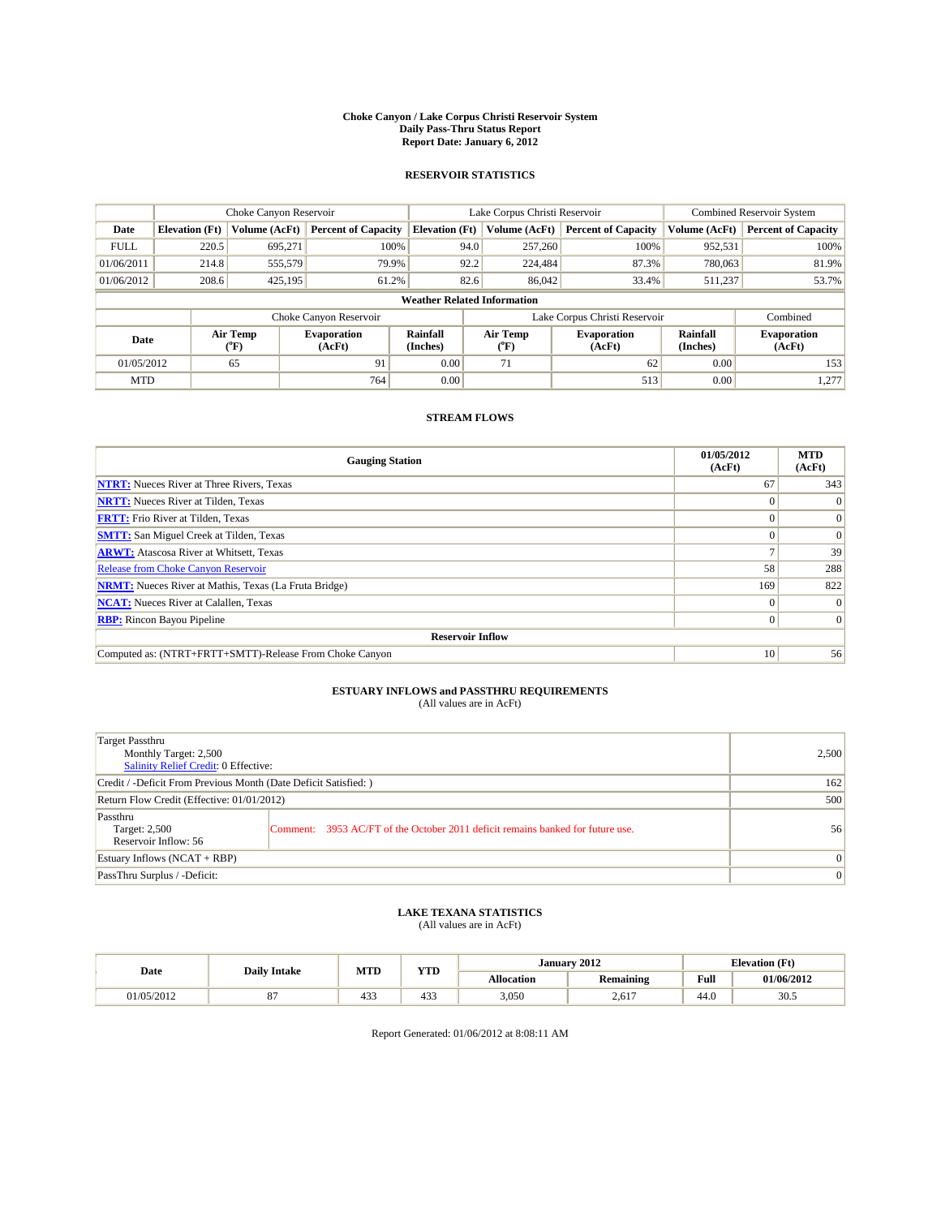# Choke Canyon / Lake Corpus Christi Reservoir System
## Daily Pass-Thru Status Report
### Report Date: January 6, 2012

## RESERVOIR STATISTICS

| | Choke Canyon Reservoir | | | Lake Corpus Christi Reservoir | | | Combined Reservoir System | |
|---|---|---|---|---|---|---|---|---|
| Date | Elevation (Ft) | Volume (AcFt) | Percent of Capacity | Elevation (Ft) | Volume (AcFt) | Percent of Capacity | Volume (AcFt) | Percent of Capacity |
| FULL | 220.5 | 695,271 | 100% | 94.0 | 257,260 | 100% | 952,531 | 100% |
| 01/06/2011 | 214.8 | 555,579 | 79.9% | 92.2 | 224,484 | 87.3% | 780,063 | 81.9% |
| 01/06/2012 | 208.6 | 425,195 | 61.2% | 82.6 | 86,042 | 33.4% | 511,237 | 53.7% |

**Weather Related Information**

| | Choke Canyon Reservoir | | | Lake Corpus Christi Reservoir | | | Combined |
|---|---|---|---|---|---|---|---|
| Date | Air Temp (°F) | Evaporation (AcFt) | Rainfall (Inches) | Air Temp (°F) | Evaporation (AcFt) | Rainfall (Inches) | Evaporation (AcFt) |
| 01/05/2012 | 65 | 91 | 0.00 | 71 | 62 | 0.00 | 153 |
| MTD | | 764 | 0.00 | | 513 | 0.00 | 1,277 |

## STREAM FLOWS

| Gauging Station | 01/05/2012 (AcFt) | MTD (AcFt) |
|---|---|---|
| NTRT: Nueces River at Three Rivers, Texas | 67 | 343 |
| NRTT: Nueces River at Tilden, Texas | 0 | 0 |
| FRTT: Frio River at Tilden, Texas | 0 | 0 |
| SMTT: San Miguel Creek at Tilden, Texas | 0 | 0 |
| ARWT: Atascosa River at Whitsett, Texas | 7 | 39 |
| Release from Choke Canyon Reservoir | 58 | 288 |
| NRMT: Nueces River at Mathis, Texas (La Fruta Bridge) | 169 | 822 |
| NCAT: Nueces River at Calallen, Texas | 0 | 0 |
| RBP: Rincon Bayou Pipeline | 0 | 0 |
| **Reservoir Inflow** | | |
| Computed as: (NTRT+FRTT+SMTT)-Release From Choke Canyon | 10 | 56 |

## ESTUARY INFLOWS and PASSTHRU REQUIREMENTS
(All values are in AcFt)

| | | |
|---|---|---|
| Target Passthru<br>Monthly Target: 2,500<br>Salinity Relief Credit: 0 Effective: | | 2,500 |
| Credit / -Deficit From Previous Month (Date Deficit Satisfied: ) | | 162 |
| Return Flow Credit (Effective: 01/01/2012) | | 500 |
| Passthru<br>Target: 2,500<br>Reservoir Inflow: 56 | Comment: 3953 AC/FT of the October 2011 deficit remains banked for future use. | 56 |
| Estuary Inflows (NCAT + RBP) | | 0 |
| PassThru Surplus / -Deficit: | | 0 |

## LAKE TEXANA STATISTICS
(All values are in AcFt)

| Date | Daily Intake | MTD | YTD | January 2012 | | Elevation (Ft) | |
|---|---|---|---|---|---|---|---|
| | | | | Allocation | Remaining | Full | 01/06/2012 |
| 01/05/2012 | 87 | 433 | 433 | 3,050 | 2,617 | 44.0 | 30.5 |

Report Generated: 01/06/2012 at 8:08:11 AM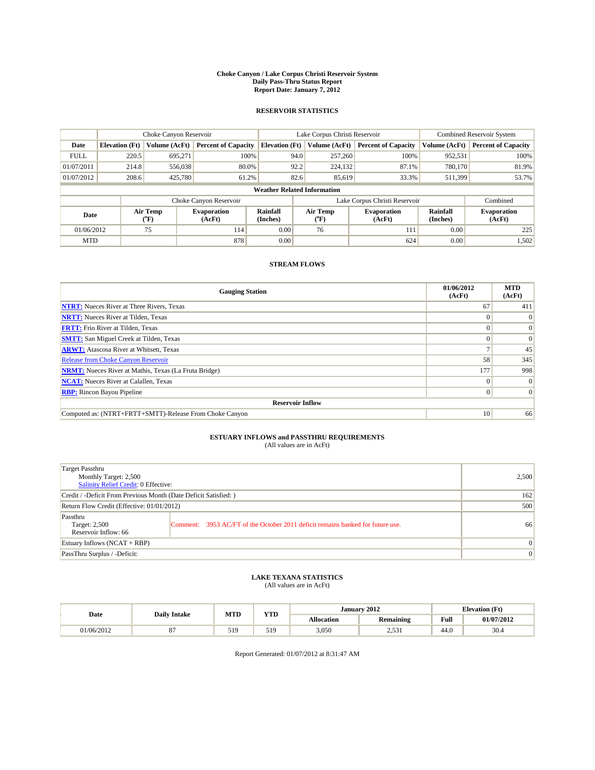# Choke Canyon / Lake Corpus Christi Reservoir System
## Daily Pass-Thru Status Report
### Report Date: January 7, 2012

## RESERVOIR STATISTICS

| | Choke Canyon Reservoir | | | Lake Corpus Christi Reservoir | | | Combined Reservoir System | |
|---|---|---|---|---|---|---|---|---|
| Date | Elevation (Ft) | Volume (AcFt) | Percent of Capacity | Elevation (Ft) | Volume (AcFt) | Percent of Capacity | Volume (AcFt) | Percent of Capacity |
| FULL | 220.5 | 695,271 | 100% | 94.0 | 257,260 | 100% | 952,531 | 100% |
| 01/07/2011 | 214.8 | 556,038 | 80.0% | 92.2 | 224,132 | 87.1% | 780,170 | 81.9% |
| 01/07/2012 | 208.6 | 425,780 | 61.2% | 82.6 | 85,619 | 33.3% | 511,399 | 53.7% |

**Weather Related Information**

| | Choke Canyon Reservoir | | | Lake Corpus Christi Reservoir | | | Combined |
|---|---|---|---|---|---|---|---|
| Date | Air Temp (°F) | Evaporation (AcFt) | Rainfall (Inches) | Air Temp (°F) | Evaporation (AcFt) | Rainfall (Inches) | Evaporation (AcFt) |
| 01/06/2012 | 75 | 114 | 0.00 | 76 | 111 | 0.00 | 225 |
| MTD | | 878 | 0.00 | | 624 | 0.00 | 1,502 |

## STREAM FLOWS

| Gauging Station | 01/06/2012 (AcFt) | MTD (AcFt) |
|---|---|---|
| NTRT: Nueces River at Three Rivers, Texas | 67 | 411 |
| NRTT: Nueces River at Tilden, Texas | 0 | 0 |
| FRTT: Frio River at Tilden, Texas | 0 | 0 |
| SMTT: San Miguel Creek at Tilden, Texas | 0 | 0 |
| ARWT: Atascosa River at Whitsett, Texas | 7 | 45 |
| Release from Choke Canyon Reservoir | 58 | 345 |
| NRMT: Nueces River at Mathis, Texas (La Fruta Bridge) | 177 | 998 |
| NCAT: Nueces River at Calallen, Texas | 0 | 0 |
| RBP: Rincon Bayou Pipeline | 0 | 0 |
| **Reservoir Inflow** | | |
| Computed as: (NTRT+FRTT+SMTT)-Release From Choke Canyon | 10 | 66 |

## ESTUARY INFLOWS and PASSTHRU REQUIREMENTS
(All values are in AcFt)

| | | |
|---|---|---|
| Target Passthru<br>Monthly Target: 2,500<br>Salinity Relief Credit: 0 Effective: | | 2,500 |
| Credit / -Deficit From Previous Month (Date Deficit Satisfied: ) | | 162 |
| Return Flow Credit (Effective: 01/01/2012) | | 500 |
| Passthru<br>Target: 2,500<br>Reservoir Inflow: 66 | Comment: 3953 AC/FT of the October 2011 deficit remains banked for future use. | 66 |
| Estuary Inflows (NCAT + RBP) | | 0 |
| PassThru Surplus / -Deficit: | | 0 |

## LAKE TEXANA STATISTICS
(All values are in AcFt)

| Date | Daily Intake | MTD | YTD | January 2012 | | Elevation (Ft) | |
|---|---|---|---|---|---|---|---|
| | | | | Allocation | Remaining | Full | 01/07/2012 |
| 01/06/2012 | 87 | 519 | 519 | 3,050 | 2,531 | 44.0 | 30.4 |

Report Generated: 01/07/2012 at 8:31:47 AM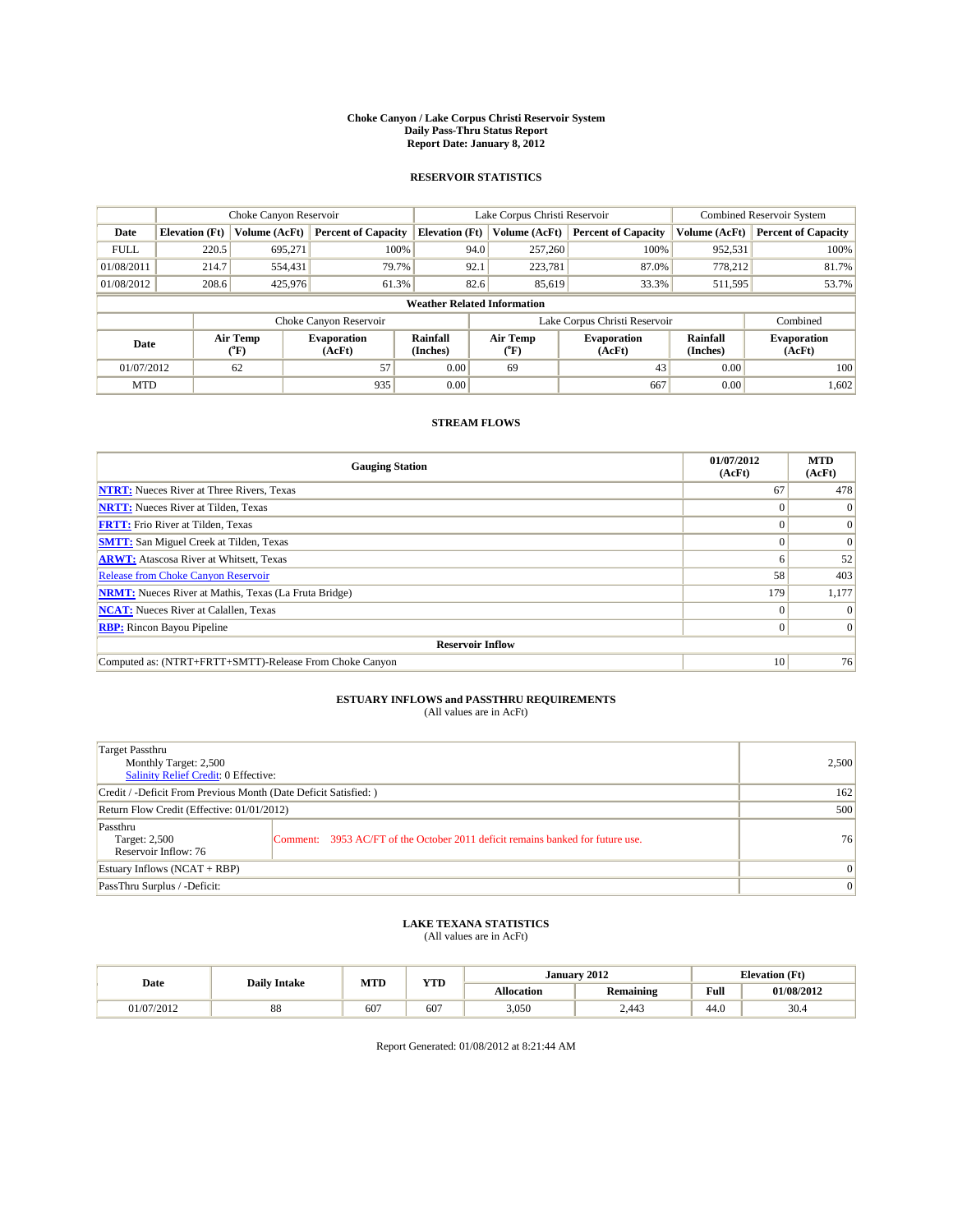# Choke Canyon / Lake Corpus Christi Reservoir System
## Daily Pass-Thru Status Report
### Report Date: January 8, 2012

## RESERVOIR STATISTICS

| | Choke Canyon Reservoir | | | Lake Corpus Christi Reservoir | | | Combined Reservoir System | |
|---|---|---|---|---|---|---|---|---|
| Date | Elevation (Ft) | Volume (AcFt) | Percent of Capacity | Elevation (Ft) | Volume (AcFt) | Percent of Capacity | Volume (AcFt) | Percent of Capacity |
| FULL | 220.5 | 695,271 | 100% | 94.0 | 257,260 | 100% | 952,531 | 100% |
| 01/08/2011 | 214.7 | 554,431 | 79.7% | 92.1 | 223,781 | 87.0% | 778,212 | 81.7% |
| 01/08/2012 | 208.6 | 425,976 | 61.3% | 82.6 | 85,619 | 33.3% | 511,595 | 53.7% |

**Weather Related Information**

| | Choke Canyon Reservoir | | | Lake Corpus Christi Reservoir | | | Combined |
|---|---|---|---|---|---|---|---|
| Date | Air Temp (°F) | Evaporation (AcFt) | Rainfall (Inches) | Air Temp (°F) | Evaporation (AcFt) | Rainfall (Inches) | Evaporation (AcFt) |
| 01/07/2012 | 62 | 57 | 0.00 | 69 | 43 | 0.00 | 100 |
| MTD | | 935 | 0.00 | | 667 | 0.00 | 1,602 |

## STREAM FLOWS

| Gauging Station | 01/07/2012 (AcFt) | MTD (AcFt) |
|---|---|---|
| NTRT: Nueces River at Three Rivers, Texas | 67 | 478 |
| NRTT: Nueces River at Tilden, Texas | 0 | 0 |
| FRTT: Frio River at Tilden, Texas | 0 | 0 |
| SMTT: San Miguel Creek at Tilden, Texas | 0 | 0 |
| ARWT: Atascosa River at Whitsett, Texas | 6 | 52 |
| Release from Choke Canyon Reservoir | 58 | 403 |
| NRMT: Nueces River at Mathis, Texas (La Fruta Bridge) | 179 | 1,177 |
| NCAT: Nueces River at Calallen, Texas | 0 | 0 |
| RBP: Rincon Bayou Pipeline | 0 | 0 |
| **Reservoir Inflow** | | |
| Computed as: (NTRT+FRTT+SMTT)-Release From Choke Canyon | 10 | 76 |

## ESTUARY INFLOWS and PASSTHRU REQUIREMENTS
(All values are in AcFt)

| | | |
|---|---|---|
| Target Passthru<br>Monthly Target: 2,500<br>Salinity Relief Credit: 0 Effective: | | 2,500 |
| Credit / -Deficit From Previous Month (Date Deficit Satisfied: ) | | 162 |
| Return Flow Credit (Effective: 01/01/2012) | | 500 |
| Passthru<br>Target: 2,500<br>Reservoir Inflow: 76 | Comment: 3953 AC/FT of the October 2011 deficit remains banked for future use. | 76 |
| Estuary Inflows (NCAT + RBP) | | 0 |
| PassThru Surplus / -Deficit: | | 0 |

## LAKE TEXANA STATISTICS
(All values are in AcFt)

| Date | Daily Intake | MTD | YTD | January 2012 | | Elevation (Ft) | |
|---|---|---|---|---|---|---|---|
| | | | | Allocation | Remaining | Full | 01/08/2012 |
| 01/07/2012 | 88 | 607 | 607 | 3,050 | 2,443 | 44.0 | 30.4 |

Report Generated: 01/08/2012 at 8:21:44 AM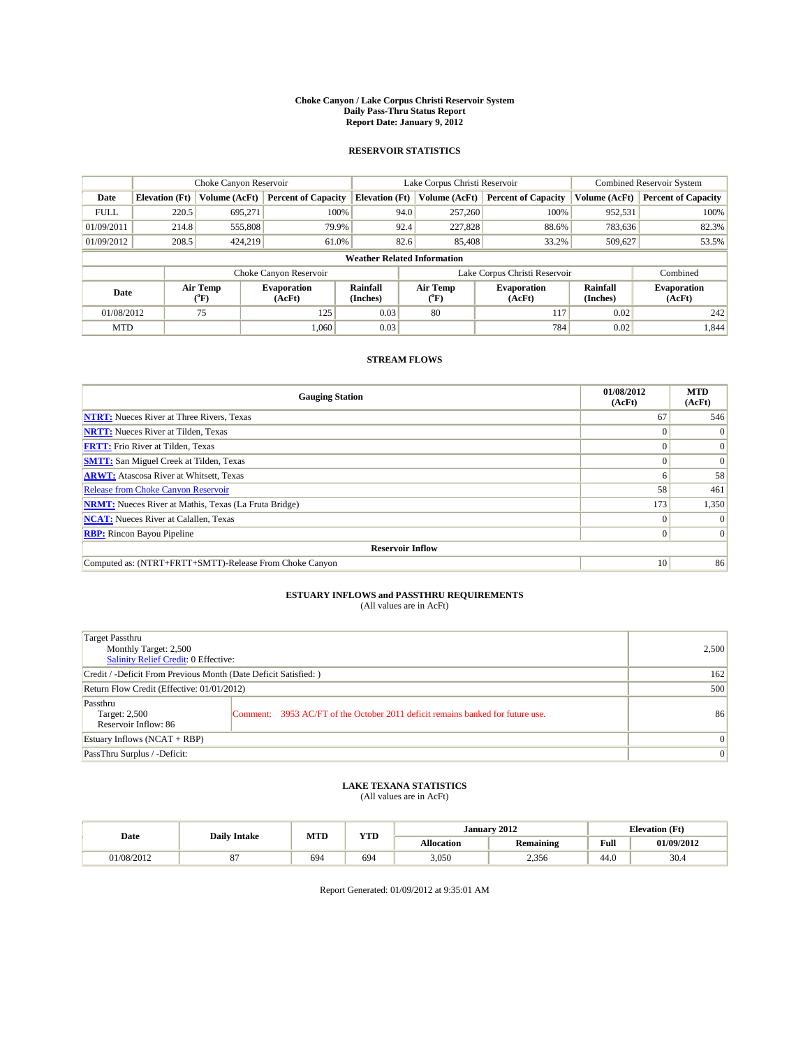# Choke Canyon / Lake Corpus Christi Reservoir System
## Daily Pass-Thru Status Report
## Report Date: January 9, 2012

### RESERVOIR STATISTICS

| | Choke Canyon Reservoir | | | Lake Corpus Christi Reservoir | | | Combined Reservoir System | |
|---|---|---|---|---|---|---|---|---|
| Date | Elevation (Ft) | Volume (AcFt) | Percent of Capacity | Elevation (Ft) | Volume (AcFt) | Percent of Capacity | Volume (AcFt) | Percent of Capacity |
| FULL | 220.5 | 695,271 | 100% | 94.0 | 257,260 | 100% | 952,531 | 100% |
| 01/09/2011 | 214.8 | 555,808 | 79.9% | 92.4 | 227,828 | 88.6% | 783,636 | 82.3% |
| 01/09/2012 | 208.5 | 424,219 | 61.0% | 82.6 | 85,408 | 33.2% | 509,627 | 53.5% |

**Weather Related Information**

| | Choke Canyon Reservoir | | | Lake Corpus Christi Reservoir | | | Combined |
|---|---|---|---|---|---|---|---|
| Date | Air Temp (°F) | Evaporation (AcFt) | Rainfall (Inches) | Air Temp (°F) | Evaporation (AcFt) | Rainfall (Inches) | Evaporation (AcFt) |
| 01/08/2012 | 75 | 125 | 0.03 | 80 | 117 | 0.02 | 242 |
| MTD | | 1,060 | 0.03 | | 784 | 0.02 | 1,844 |

### STREAM FLOWS

| Gauging Station | 01/08/2012 (AcFt) | MTD (AcFt) |
|---|---|---|
| NTRT: Nueces River at Three Rivers, Texas | 67 | 546 |
| NRTT: Nueces River at Tilden, Texas | 0 | 0 |
| FRTT: Frio River at Tilden, Texas | 0 | 0 |
| SMTT: San Miguel Creek at Tilden, Texas | 0 | 0 |
| ARWT: Atascosa River at Whitsett, Texas | 6 | 58 |
| Release from Choke Canyon Reservoir | 58 | 461 |
| NRMT: Nueces River at Mathis, Texas (La Fruta Bridge) | 173 | 1,350 |
| NCAT: Nueces River at Calallen, Texas | 0 | 0 |
| RBP: Rincon Bayou Pipeline | 0 | 0 |
| **Reservoir Inflow** | | |
| Computed as: (NTRT+FRTT+SMTT)-Release From Choke Canyon | 10 | 86 |

### ESTUARY INFLOWS and PASSTHRU REQUIREMENTS
(All values are in AcFt)

| | |
|---|---|
| Target Passthru<br>Monthly Target: 2,500<br>Salinity Relief Credit: 0 Effective: | 2,500 |
| Credit / -Deficit From Previous Month (Date Deficit Satisfied: ) | 162 |
| Return Flow Credit (Effective: 01/01/2012) | 500 |
| Passthru<br>Target: 2,500<br>Reservoir Inflow: 86 — Comment: 3953 AC/FT of the October 2011 deficit remains banked for future use. | 86 |
| Estuary Inflows (NCAT + RBP) | 0 |
| PassThru Surplus / -Deficit: | 0 |

### LAKE TEXANA STATISTICS
(All values are in AcFt)

| Date | Daily Intake | MTD | YTD | January 2012 | | Elevation (Ft) | |
|---|---|---|---|---|---|---|---|
| | | | | Allocation | Remaining | Full | 01/09/2012 |
| 01/08/2012 | 87 | 694 | 694 | 3,050 | 2,356 | 44.0 | 30.4 |

Report Generated: 01/09/2012 at 9:35:01 AM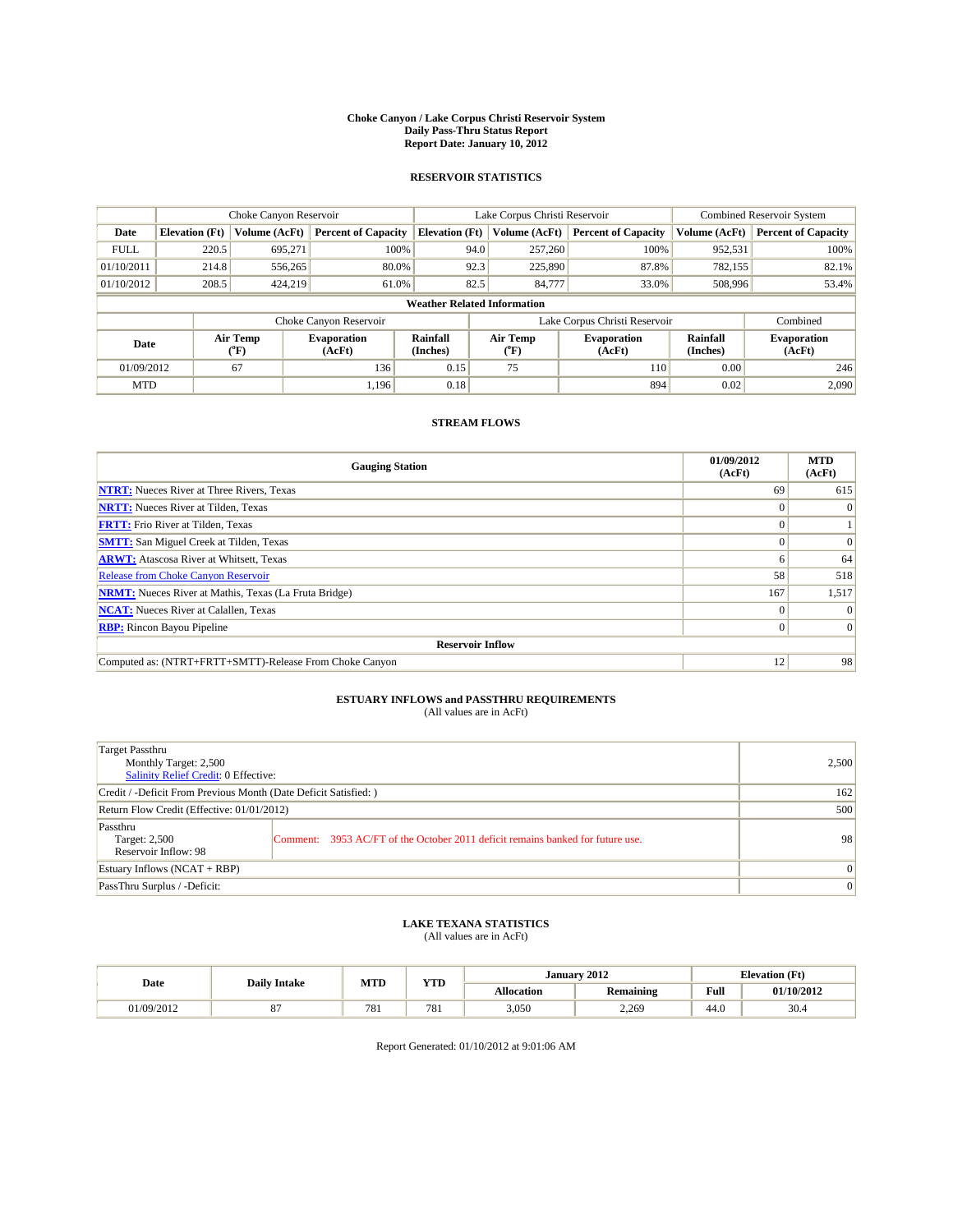# Choke Canyon / Lake Corpus Christi Reservoir System
## Daily Pass-Thru Status Report
### Report Date: January 10, 2012

## RESERVOIR STATISTICS

| | Choke Canyon Reservoir | | | Lake Corpus Christi Reservoir | | | Combined Reservoir System | |
|---|---|---|---|---|---|---|---|---|
| Date | Elevation (Ft) | Volume (AcFt) | Percent of Capacity | Elevation (Ft) | Volume (AcFt) | Percent of Capacity | Volume (AcFt) | Percent of Capacity |
| FULL | 220.5 | 695,271 | 100% | 94.0 | 257,260 | 100% | 952,531 | 100% |
| 01/10/2011 | 214.8 | 556,265 | 80.0% | 92.3 | 225,890 | 87.8% | 782,155 | 82.1% |
| 01/10/2012 | 208.5 | 424,219 | 61.0% | 82.5 | 84,777 | 33.0% | 508,996 | 53.4% |

**Weather Related Information**

| | Choke Canyon Reservoir | | | Lake Corpus Christi Reservoir | | | Combined |
|---|---|---|---|---|---|---|---|
| Date | Air Temp (°F) | Evaporation (AcFt) | Rainfall (Inches) | Air Temp (°F) | Evaporation (AcFt) | Rainfall (Inches) | Evaporation (AcFt) |
| 01/09/2012 | 67 | 136 | 0.15 | 75 | 110 | 0.00 | 246 |
| MTD | | 1,196 | 0.18 | | 894 | 0.02 | 2,090 |

## STREAM FLOWS

| Gauging Station | 01/09/2012 (AcFt) | MTD (AcFt) |
|---|---|---|
| **NTRT:** Nueces River at Three Rivers, Texas | 69 | 615 |
| **NRTT:** Nueces River at Tilden, Texas | 0 | 0 |
| **FRTT:** Frio River at Tilden, Texas | 0 | 1 |
| **SMTT:** San Miguel Creek at Tilden, Texas | 0 | 0 |
| **ARWT:** Atascosa River at Whitsett, Texas | 6 | 64 |
| Release from Choke Canyon Reservoir | 58 | 518 |
| **NRMT:** Nueces River at Mathis, Texas (La Fruta Bridge) | 167 | 1,517 |
| **NCAT:** Nueces River at Calallen, Texas | 0 | 0 |
| **RBP:** Rincon Bayou Pipeline | 0 | 0 |
| **Reservoir Inflow** | | |
| Computed as: (NTRT+FRTT+SMTT)-Release From Choke Canyon | 12 | 98 |

## ESTUARY INFLOWS and PASSTHRU REQUIREMENTS
(All values are in AcFt)

| | |
|---|---|
| Target Passthru<br>Monthly Target: 2,500<br>Salinity Relief Credit: 0 Effective: | 2,500 |
| Credit / -Deficit From Previous Month (Date Deficit Satisfied: ) | 162 |
| Return Flow Credit (Effective: 01/01/2012) | 500 |
| Passthru<br>Target: 2,500<br>Reservoir Inflow: 98<br>Comment: 3953 AC/FT of the October 2011 deficit remains banked for future use. | 98 |
| Estuary Inflows (NCAT + RBP) | 0 |
| PassThru Surplus / -Deficit: | 0 |

## LAKE TEXANA STATISTICS
(All values are in AcFt)

| Date | Daily Intake | MTD | YTD | January 2012 | | Elevation (Ft) | |
|---|---|---|---|---|---|---|---|
| | | | | Allocation | Remaining | Full | 01/10/2012 |
| 01/09/2012 | 87 | 781 | 781 | 3,050 | 2,269 | 44.0 | 30.4 |

Report Generated: 01/10/2012 at 9:01:06 AM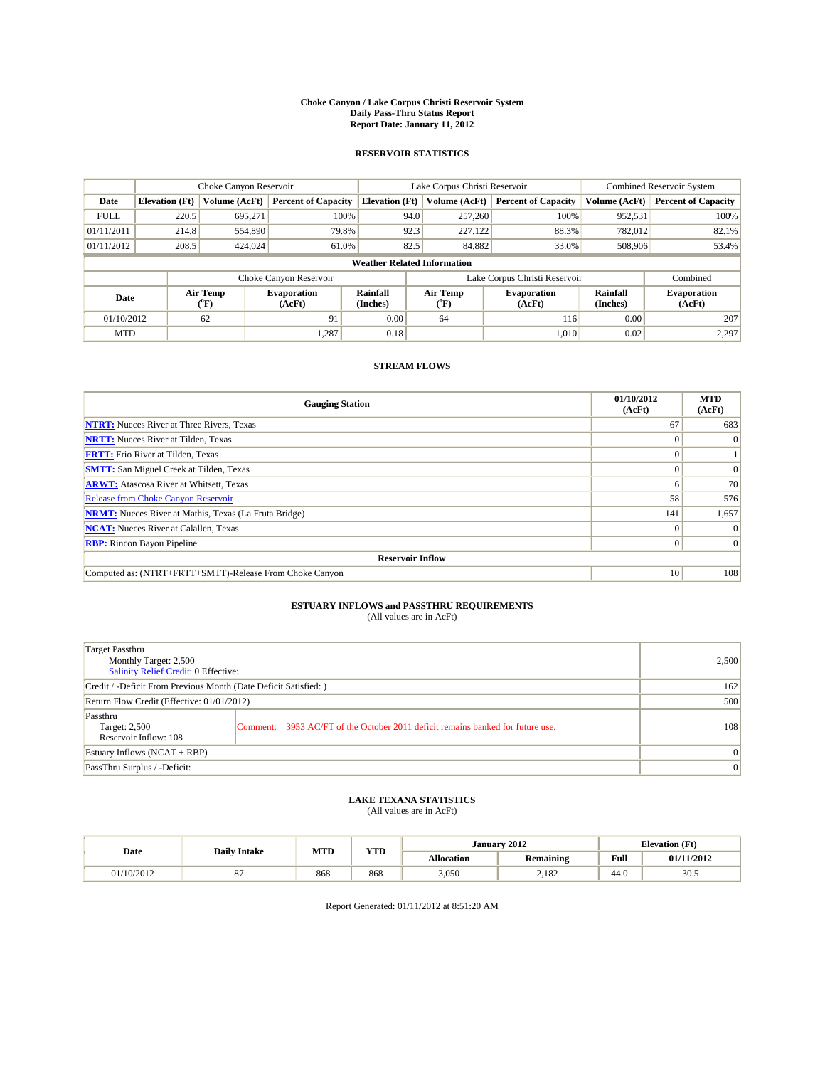# Choke Canyon / Lake Corpus Christi Reservoir System
## Daily Pass-Thru Status Report
### Report Date: January 11, 2012

## RESERVOIR STATISTICS

| | Choke Canyon Reservoir | | | Lake Corpus Christi Reservoir | | | Combined Reservoir System | |
|---|---|---|---|---|---|---|---|---|
| Date | Elevation (Ft) | Volume (AcFt) | Percent of Capacity | Elevation (Ft) | Volume (AcFt) | Percent of Capacity | Volume (AcFt) | Percent of Capacity |
| FULL | 220.5 | 695,271 | 100% | 94.0 | 257,260 | 100% | 952,531 | 100% |
| 01/11/2011 | 214.8 | 554,890 | 79.8% | 92.3 | 227,122 | 88.3% | 782,012 | 82.1% |
| 01/11/2012 | 208.5 | 424,024 | 61.0% | 82.5 | 84,882 | 33.0% | 508,906 | 53.4% |

**Weather Related Information**

| | Choke Canyon Reservoir | | | Lake Corpus Christi Reservoir | | | Combined |
|---|---|---|---|---|---|---|---|
| Date | Air Temp (°F) | Evaporation (AcFt) | Rainfall (Inches) | Air Temp (°F) | Evaporation (AcFt) | Rainfall (Inches) | Evaporation (AcFt) |
| 01/10/2012 | 62 | 91 | 0.00 | 64 | 116 | 0.00 | 207 |
| MTD | | 1,287 | 0.18 | | 1,010 | 0.02 | 2,297 |

## STREAM FLOWS

| Gauging Station | 01/10/2012 (AcFt) | MTD (AcFt) |
|---|---|---|
| NTRT: Nueces River at Three Rivers, Texas | 67 | 683 |
| NRTT: Nueces River at Tilden, Texas | 0 | 0 |
| FRTT: Frio River at Tilden, Texas | 0 | 1 |
| SMTT: San Miguel Creek at Tilden, Texas | 0 | 0 |
| ARWT: Atascosa River at Whitsett, Texas | 6 | 70 |
| Release from Choke Canyon Reservoir | 58 | 576 |
| NRMT: Nueces River at Mathis, Texas (La Fruta Bridge) | 141 | 1,657 |
| NCAT: Nueces River at Calallen, Texas | 0 | 0 |
| RBP: Rincon Bayou Pipeline | 0 | 0 |
| **Reservoir Inflow** | | |
| Computed as: (NTRT+FRTT+SMTT)-Release From Choke Canyon | 10 | 108 |

## ESTUARY INFLOWS and PASSTHRU REQUIREMENTS
(All values are in AcFt)

| | |
|---|---|
| Target Passthru<br>Monthly Target: 2,500<br>Salinity Relief Credit: 0 Effective: | 2,500 |
| Credit / -Deficit From Previous Month (Date Deficit Satisfied: ) | 162 |
| Return Flow Credit (Effective: 01/01/2012) | 500 |
| Passthru<br>Target: 2,500<br>Reservoir Inflow: 108 — Comment: 3953 AC/FT of the October 2011 deficit remains banked for future use. | 108 |
| Estuary Inflows (NCAT + RBP) | 0 |
| PassThru Surplus / -Deficit: | 0 |

## LAKE TEXANA STATISTICS
(All values are in AcFt)

| Date | Daily Intake | MTD | YTD | January 2012 | | Elevation (Ft) | |
|---|---|---|---|---|---|---|---|
| | | | | Allocation | Remaining | Full | 01/11/2012 |
| 01/10/2012 | 87 | 868 | 868 | 3,050 | 2,182 | 44.0 | 30.5 |

Report Generated: 01/11/2012 at 8:51:20 AM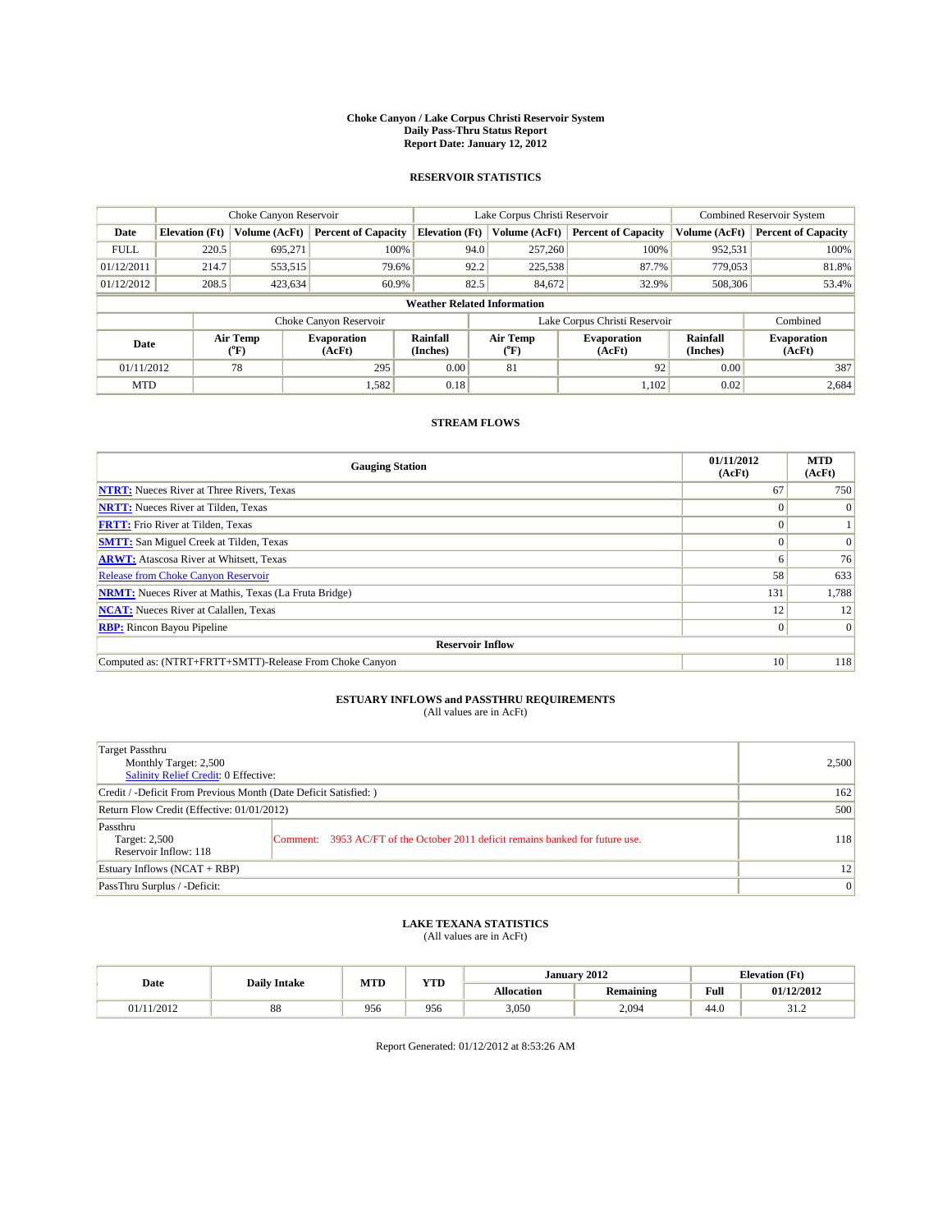# Choke Canyon / Lake Corpus Christi Reservoir System
## Daily Pass-Thru Status Report
### Report Date: January 12, 2012

## RESERVOIR STATISTICS

| | Choke Canyon Reservoir | | | Lake Corpus Christi Reservoir | | | Combined Reservoir System | |
|---|---|---|---|---|---|---|---|---|
| Date | Elevation (Ft) | Volume (AcFt) | Percent of Capacity | Elevation (Ft) | Volume (AcFt) | Percent of Capacity | Volume (AcFt) | Percent of Capacity |
| FULL | 220.5 | 695,271 | 100% | 94.0 | 257,260 | 100% | 952,531 | 100% |
| 01/12/2011 | 214.7 | 553,515 | 79.6% | 92.2 | 225,538 | 87.7% | 779,053 | 81.8% |
| 01/12/2012 | 208.5 | 423,634 | 60.9% | 82.5 | 84,672 | 32.9% | 508,306 | 53.4% |

**Weather Related Information**

| | Choke Canyon Reservoir | | | Lake Corpus Christi Reservoir | | | Combined |
|---|---|---|---|---|---|---|---|
| Date | Air Temp (°F) | Evaporation (AcFt) | Rainfall (Inches) | Air Temp (°F) | Evaporation (AcFt) | Rainfall (Inches) | Evaporation (AcFt) |
| 01/11/2012 | 78 | 295 | 0.00 | 81 | 92 | 0.00 | 387 |
| MTD | | 1,582 | 0.18 | | 1,102 | 0.02 | 2,684 |

## STREAM FLOWS

| Gauging Station | 01/11/2012 (AcFt) | MTD (AcFt) |
|---|---|---|
| NTRT: Nueces River at Three Rivers, Texas | 67 | 750 |
| NRTT: Nueces River at Tilden, Texas | 0 | 0 |
| FRTT: Frio River at Tilden, Texas | 0 | 1 |
| SMTT: San Miguel Creek at Tilden, Texas | 0 | 0 |
| ARWT: Atascosa River at Whitsett, Texas | 6 | 76 |
| Release from Choke Canyon Reservoir | 58 | 633 |
| NRMT: Nueces River at Mathis, Texas (La Fruta Bridge) | 131 | 1,788 |
| NCAT: Nueces River at Calallen, Texas | 12 | 12 |
| RBP: Rincon Bayou Pipeline | 0 | 0 |
| **Reservoir Inflow** | | |
| Computed as: (NTRT+FRTT+SMTT)-Release From Choke Canyon | 10 | 118 |

## ESTUARY INFLOWS and PASSTHRU REQUIREMENTS
(All values are in AcFt)

| | | |
|---|---|---|
| Target Passthru<br>Monthly Target: 2,500<br>Salinity Relief Credit: 0 Effective: | | 2,500 |
| Credit / -Deficit From Previous Month (Date Deficit Satisfied: ) | | 162 |
| Return Flow Credit (Effective: 01/01/2012) | | 500 |
| Passthru<br>Target: 2,500<br>Reservoir Inflow: 118 | Comment: 3953 AC/FT of the October 2011 deficit remains banked for future use. | 118 |
| Estuary Inflows (NCAT + RBP) | | 12 |
| PassThru Surplus / -Deficit: | | 0 |

## LAKE TEXANA STATISTICS
(All values are in AcFt)

| Date | Daily Intake | MTD | YTD | January 2012 | | Elevation (Ft) | |
|---|---|---|---|---|---|---|---|
| | | | | Allocation | Remaining | Full | 01/12/2012 |
| 01/11/2012 | 88 | 956 | 956 | 3,050 | 2,094 | 44.0 | 31.2 |

Report Generated: 01/12/2012 at 8:53:26 AM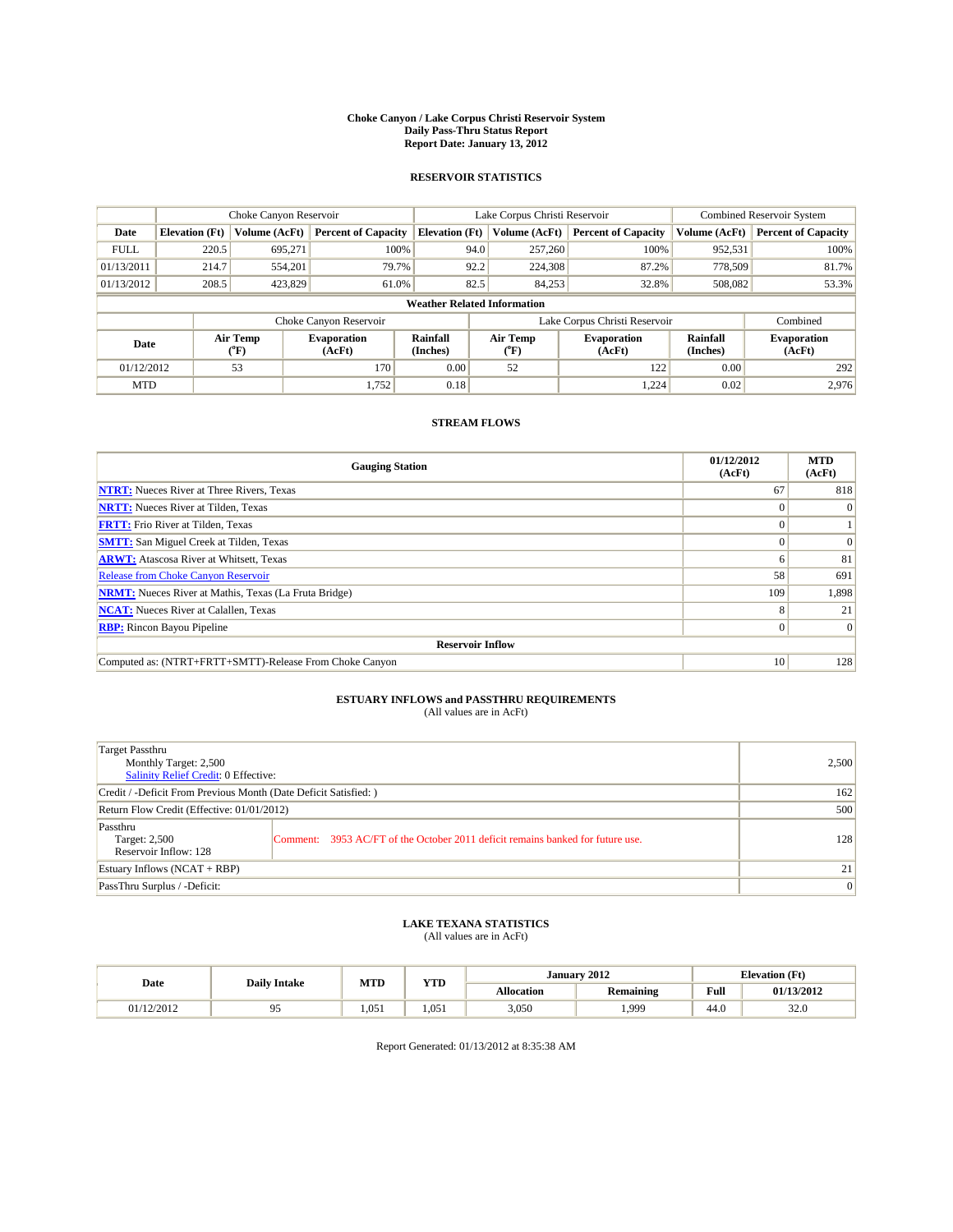# Choke Canyon / Lake Corpus Christi Reservoir System
## Daily Pass-Thru Status Report
## Report Date: January 13, 2012

### RESERVOIR STATISTICS

| | Choke Canyon Reservoir | | | Lake Corpus Christi Reservoir | | | Combined Reservoir System | |
|---|---|---|---|---|---|---|---|---|
| Date | Elevation (Ft) | Volume (AcFt) | Percent of Capacity | Elevation (Ft) | Volume (AcFt) | Percent of Capacity | Volume (AcFt) | Percent of Capacity |
| FULL | 220.5 | 695,271 | 100% | 94.0 | 257,260 | 100% | 952,531 | 100% |
| 01/13/2011 | 214.7 | 554,201 | 79.7% | 92.2 | 224,308 | 87.2% | 778,509 | 81.7% |
| 01/13/2012 | 208.5 | 423,829 | 61.0% | 82.5 | 84,253 | 32.8% | 508,082 | 53.3% |

**Weather Related Information**

| | Choke Canyon Reservoir | | | Lake Corpus Christi Reservoir | | | Combined |
|---|---|---|---|---|---|---|---|
| Date | Air Temp (°F) | Evaporation (AcFt) | Rainfall (Inches) | Air Temp (°F) | Evaporation (AcFt) | Rainfall (Inches) | Evaporation (AcFt) |
| 01/12/2012 | 53 | 170 | 0.00 | 52 | 122 | 0.00 | 292 |
| MTD | | 1,752 | 0.18 | | 1,224 | 0.02 | 2,976 |

### STREAM FLOWS

| Gauging Station | 01/12/2012 (AcFt) | MTD (AcFt) |
|---|---|---|
| NTRT: Nueces River at Three Rivers, Texas | 67 | 818 |
| NRTT: Nueces River at Tilden, Texas | 0 | 0 |
| FRTT: Frio River at Tilden, Texas | 0 | 1 |
| SMTT: San Miguel Creek at Tilden, Texas | 0 | 0 |
| ARWT: Atascosa River at Whitsett, Texas | 6 | 81 |
| Release from Choke Canyon Reservoir | 58 | 691 |
| NRMT: Nueces River at Mathis, Texas (La Fruta Bridge) | 109 | 1,898 |
| NCAT: Nueces River at Calallen, Texas | 8 | 21 |
| RBP: Rincon Bayou Pipeline | 0 | 0 |
| **Reservoir Inflow** | | |
| Computed as: (NTRT+FRTT+SMTT)-Release From Choke Canyon | 10 | 128 |

### ESTUARY INFLOWS and PASSTHRU REQUIREMENTS
(All values are in AcFt)

| | | |
|---|---|---|
| Target Passthru<br>Monthly Target: 2,500<br>Salinity Relief Credit: 0 Effective: | | 2,500 |
| Credit / -Deficit From Previous Month (Date Deficit Satisfied: ) | | 162 |
| Return Flow Credit (Effective: 01/01/2012) | | 500 |
| Passthru<br>Target: 2,500<br>Reservoir Inflow: 128 | Comment: 3953 AC/FT of the October 2011 deficit remains banked for future use. | 128 |
| Estuary Inflows (NCAT + RBP) | | 21 |
| PassThru Surplus / -Deficit: | | 0 |

### LAKE TEXANA STATISTICS
(All values are in AcFt)

| Date | Daily Intake | MTD | YTD | January 2012 | | Elevation (Ft) | |
|---|---|---|---|---|---|---|---|
| | | | | Allocation | Remaining | Full | 01/13/2012 |
| 01/12/2012 | 95 | 1,051 | 1,051 | 3,050 | 1,999 | 44.0 | 32.0 |

Report Generated: 01/13/2012 at 8:35:38 AM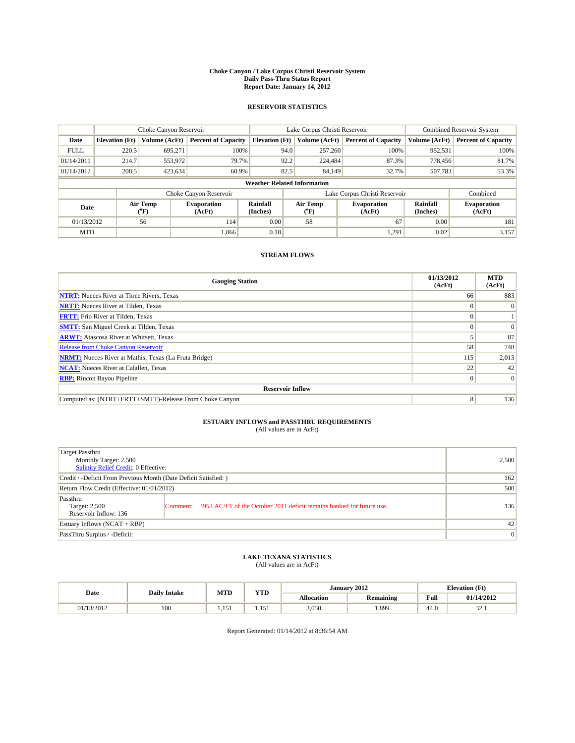**Choke Canyon / Lake Corpus Christi Reservoir System**
**Daily Pass-Thru Status Report**
**Report Date: January 14, 2012**

## RESERVOIR STATISTICS

| | Choke Canyon Reservoir | | | Lake Corpus Christi Reservoir | | | Combined Reservoir System | |
|---|---|---|---|---|---|---|---|---|
| Date | Elevation (Ft) | Volume (AcFt) | Percent of Capacity | Elevation (Ft) | Volume (AcFt) | Percent of Capacity | Volume (AcFt) | Percent of Capacity |
| FULL | 220.5 | 695,271 | 100% | 94.0 | 257,260 | 100% | 952,531 | 100% |
| 01/14/2011 | 214.7 | 553,972 | 79.7% | 92.2 | 224,484 | 87.3% | 778,456 | 81.7% |
| 01/14/2012 | 208.5 | 423,634 | 60.9% | 82.5 | 84,149 | 32.7% | 507,783 | 53.3% |

**Weather Related Information**

| | Choke Canyon Reservoir | | | Lake Corpus Christi Reservoir | | | Combined |
|---|---|---|---|---|---|---|---|
| Date | Air Temp (°F) | Evaporation (AcFt) | Rainfall (Inches) | Air Temp (°F) | Evaporation (AcFt) | Rainfall (Inches) | Evaporation (AcFt) |
| 01/13/2012 | 56 | 114 | 0.00 | 58 | 67 | 0.00 | 181 |
| MTD | | 1,866 | 0.18 | | 1,291 | 0.02 | 3,157 |

## STREAM FLOWS

| Gauging Station | 01/13/2012 (AcFt) | MTD (AcFt) |
|---|---|---|
| NTRT: Nueces River at Three Rivers, Texas | 66 | 883 |
| NRTT: Nueces River at Tilden, Texas | 0 | 0 |
| FRTT: Frio River at Tilden, Texas | 0 | 1 |
| SMTT: San Miguel Creek at Tilden, Texas | 0 | 0 |
| ARWT: Atascosa River at Whitsett, Texas | 5 | 87 |
| Release from Choke Canyon Reservoir | 58 | 748 |
| NRMT: Nueces River at Mathis, Texas (La Fruta Bridge) | 115 | 2,013 |
| NCAT: Nueces River at Calallen, Texas | 22 | 42 |
| RBP: Rincon Bayou Pipeline | 0 | 0 |
| **Reservoir Inflow** | | |
| Computed as: (NTRT+FRTT+SMTT)-Release From Choke Canyon | 8 | 136 |

## ESTUARY INFLOWS and PASSTHRU REQUIREMENTS
(All values are in AcFt)

| | | |
|---|---|---|
| Target Passthru<br>Monthly Target: 2,500<br>Salinity Relief Credit: 0 Effective: | | 2,500 |
| Credit / -Deficit From Previous Month (Date Deficit Satisfied: ) | | 162 |
| Return Flow Credit (Effective: 01/01/2012) | | 500 |
| Passthru<br>Target: 2,500<br>Reservoir Inflow: 136 | Comment: 3953 AC/FT of the October 2011 deficit remains banked for future use. | 136 |
| Estuary Inflows (NCAT + RBP) | | 42 |
| PassThru Surplus / -Deficit: | | 0 |

## LAKE TEXANA STATISTICS
(All values are in AcFt)

| Date | Daily Intake | MTD | YTD | January 2012 | | Elevation (Ft) | |
|---|---|---|---|---|---|---|---|
| | | | | Allocation | Remaining | Full | 01/14/2012 |
| 01/13/2012 | 100 | 1,151 | 1,151 | 3,050 | 1,899 | 44.0 | 32.1 |

Report Generated: 01/14/2012 at 8:36:54 AM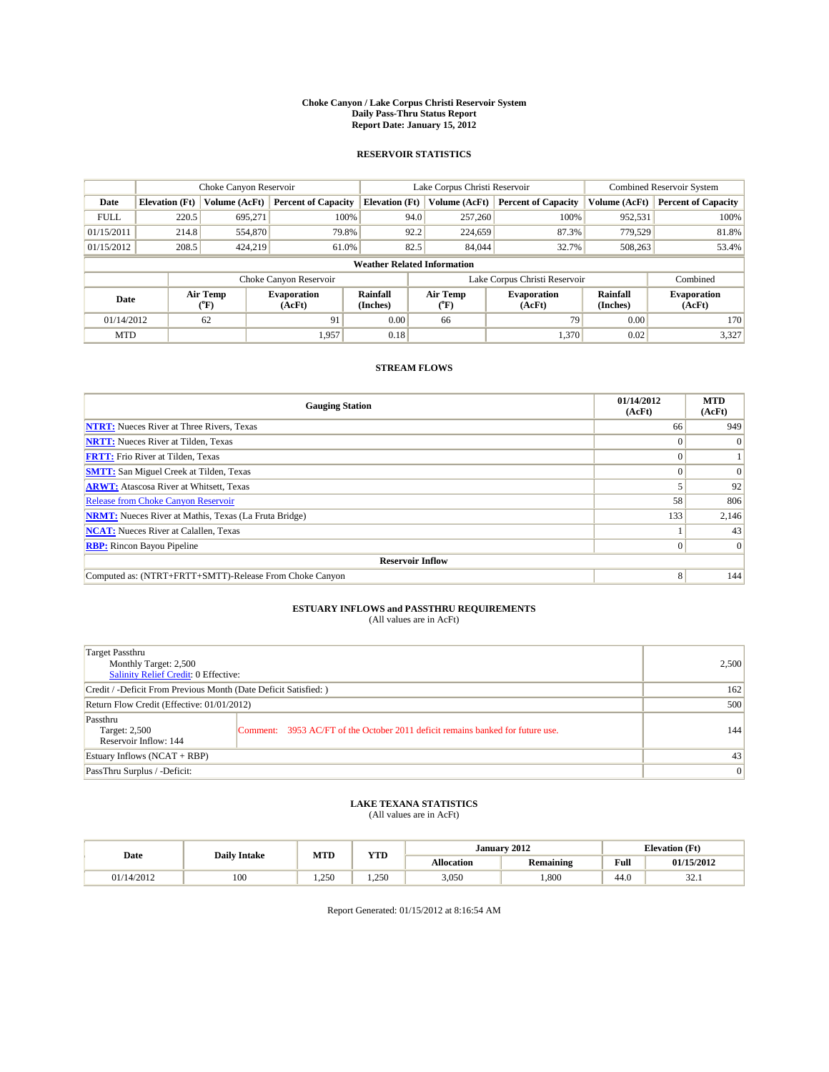# Choke Canyon / Lake Corpus Christi Reservoir System
## Daily Pass-Thru Status Report
## Report Date: January 15, 2012

### RESERVOIR STATISTICS

| | Choke Canyon Reservoir | | | Lake Corpus Christi Reservoir | | | Combined Reservoir System | |
|---|---|---|---|---|---|---|---|---|
| Date | Elevation (Ft) | Volume (AcFt) | Percent of Capacity | Elevation (Ft) | Volume (AcFt) | Percent of Capacity | Volume (AcFt) | Percent of Capacity |
| FULL | 220.5 | 695,271 | 100% | 94.0 | 257,260 | 100% | 952,531 | 100% |
| 01/15/2011 | 214.8 | 554,870 | 79.8% | 92.2 | 224,659 | 87.3% | 779,529 | 81.8% |
| 01/15/2012 | 208.5 | 424,219 | 61.0% | 82.5 | 84,044 | 32.7% | 508,263 | 53.4% |

**Weather Related Information**

| | Choke Canyon Reservoir | | | Lake Corpus Christi Reservoir | | | Combined |
|---|---|---|---|---|---|---|---|
| Date | Air Temp (°F) | Evaporation (AcFt) | Rainfall (Inches) | Air Temp (°F) | Evaporation (AcFt) | Rainfall (Inches) | Evaporation (AcFt) |
| 01/14/2012 | 62 | 91 | 0.00 | 66 | 79 | 0.00 | 170 |
| MTD | | 1,957 | 0.18 | | 1,370 | 0.02 | 3,327 |

### STREAM FLOWS

| Gauging Station | 01/14/2012 (AcFt) | MTD (AcFt) |
|---|---|---|
| NTRT: Nueces River at Three Rivers, Texas | 66 | 949 |
| NRTT: Nueces River at Tilden, Texas | 0 | 0 |
| FRTT: Frio River at Tilden, Texas | 0 | 1 |
| SMTT: San Miguel Creek at Tilden, Texas | 0 | 0 |
| ARWT: Atascosa River at Whitsett, Texas | 5 | 92 |
| Release from Choke Canyon Reservoir | 58 | 806 |
| NRMT: Nueces River at Mathis, Texas (La Fruta Bridge) | 133 | 2,146 |
| NCAT: Nueces River at Calallen, Texas | 1 | 43 |
| RBP: Rincon Bayou Pipeline | 0 | 0 |
| **Reservoir Inflow** | | |
| Computed as: (NTRT+FRTT+SMTT)-Release From Choke Canyon | 8 | 144 |

### ESTUARY INFLOWS and PASSTHRU REQUIREMENTS
(All values are in AcFt)

| | | |
|---|---|---|
| Target Passthru<br>Monthly Target: 2,500<br>Salinity Relief Credit: 0 Effective: | | 2,500 |
| Credit / -Deficit From Previous Month (Date Deficit Satisfied: ) | | 162 |
| Return Flow Credit (Effective: 01/01/2012) | | 500 |
| Passthru<br>Target: 2,500<br>Reservoir Inflow: 144 | Comment: 3953 AC/FT of the October 2011 deficit remains banked for future use. | 144 |
| Estuary Inflows (NCAT + RBP) | | 43 |
| PassThru Surplus / -Deficit: | | 0 |

### LAKE TEXANA STATISTICS
(All values are in AcFt)

| Date | Daily Intake | MTD | YTD | January 2012 | | Elevation (Ft) | |
|---|---|---|---|---|---|---|---|
| | | | | Allocation | Remaining | Full | 01/15/2012 |
| 01/14/2012 | 100 | 1,250 | 1,250 | 3,050 | 1,800 | 44.0 | 32.1 |

Report Generated: 01/15/2012 at 8:16:54 AM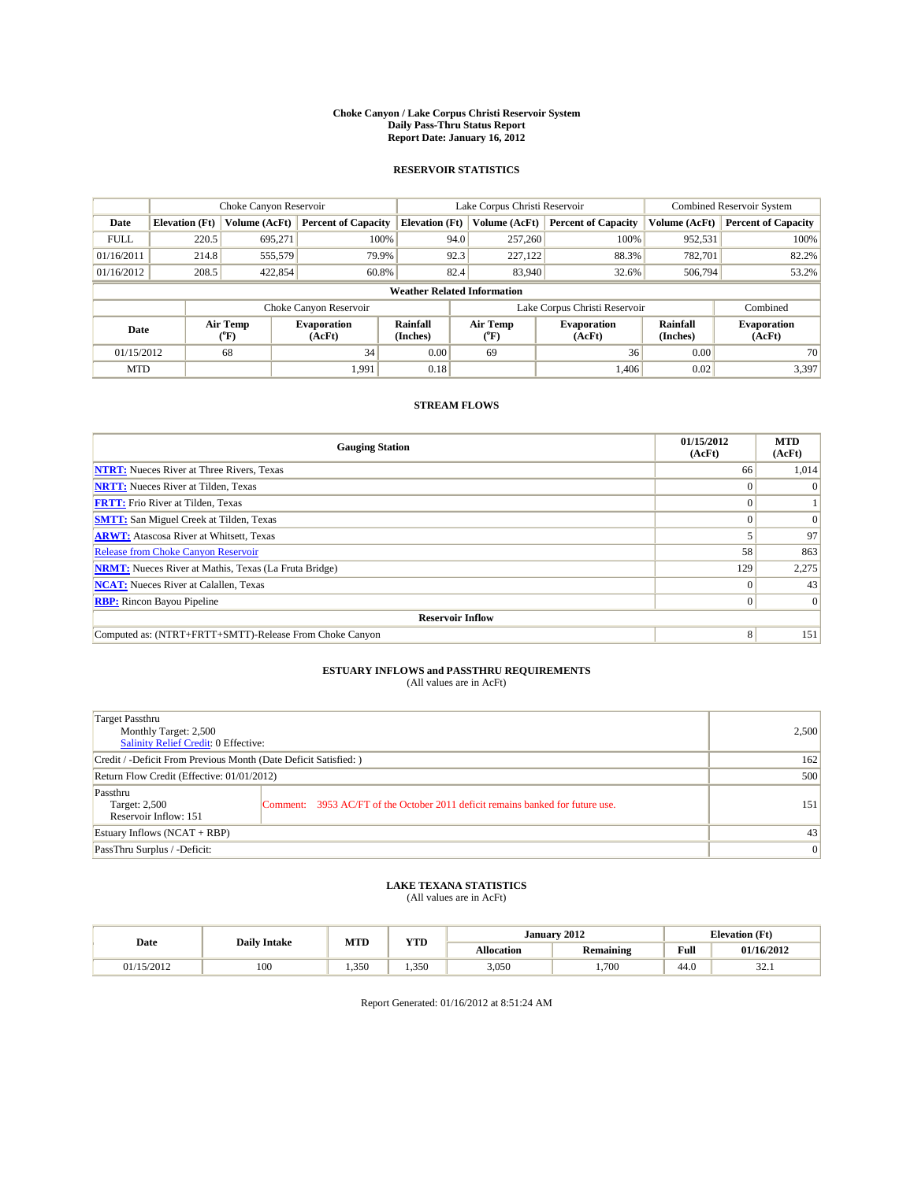# Choke Canyon / Lake Corpus Christi Reservoir System
## Daily Pass-Thru Status Report
## Report Date: January 16, 2012

### RESERVOIR STATISTICS

| | Choke Canyon Reservoir | | | Lake Corpus Christi Reservoir | | | Combined Reservoir System | |
|---|---|---|---|---|---|---|---|---|
| Date | Elevation (Ft) | Volume (AcFt) | Percent of Capacity | Elevation (Ft) | Volume (AcFt) | Percent of Capacity | Volume (AcFt) | Percent of Capacity |
| FULL | 220.5 | 695,271 | 100% | 94.0 | 257,260 | 100% | 952,531 | 100% |
| 01/16/2011 | 214.8 | 555,579 | 79.9% | 92.3 | 227,122 | 88.3% | 782,701 | 82.2% |
| 01/16/2012 | 208.5 | 422,854 | 60.8% | 82.4 | 83,940 | 32.6% | 506,794 | 53.2% |

**Weather Related Information**

| | Choke Canyon Reservoir | | | Lake Corpus Christi Reservoir | | | Combined |
|---|---|---|---|---|---|---|---|
| Date | Air Temp (°F) | Evaporation (AcFt) | Rainfall (Inches) | Air Temp (°F) | Evaporation (AcFt) | Rainfall (Inches) | Evaporation (AcFt) |
| 01/15/2012 | 68 | 34 | 0.00 | 69 | 36 | 0.00 | 70 |
| MTD | | 1,991 | 0.18 | | 1,406 | 0.02 | 3,397 |

### STREAM FLOWS

| Gauging Station | 01/15/2012 (AcFt) | MTD (AcFt) |
|---|---|---|
| NTRT: Nueces River at Three Rivers, Texas | 66 | 1,014 |
| NRTT: Nueces River at Tilden, Texas | 0 | 0 |
| FRTT: Frio River at Tilden, Texas | 0 | 1 |
| SMTT: San Miguel Creek at Tilden, Texas | 0 | 0 |
| ARWT: Atascosa River at Whitsett, Texas | 5 | 97 |
| Release from Choke Canyon Reservoir | 58 | 863 |
| NRMT: Nueces River at Mathis, Texas (La Fruta Bridge) | 129 | 2,275 |
| NCAT: Nueces River at Calallen, Texas | 0 | 43 |
| RBP: Rincon Bayou Pipeline | 0 | 0 |
| **Reservoir Inflow** | | |
| Computed as: (NTRT+FRTT+SMTT)-Release From Choke Canyon | 8 | 151 |

### ESTUARY INFLOWS and PASSTHRU REQUIREMENTS
(All values are in AcFt)

| | |
|---|---|
| Target Passthru<br>Monthly Target: 2,500<br>Salinity Relief Credit: 0 Effective: | 2,500 |
| Credit / -Deficit From Previous Month (Date Deficit Satisfied: ) | 162 |
| Return Flow Credit (Effective: 01/01/2012) | 500 |
| Passthru<br>Target: 2,500<br>Reservoir Inflow: 151<br>Comment: 3953 AC/FT of the October 2011 deficit remains banked for future use. | 151 |
| Estuary Inflows (NCAT + RBP) | 43 |
| PassThru Surplus / -Deficit: | 0 |

### LAKE TEXANA STATISTICS
(All values are in AcFt)

| Date | Daily Intake | MTD | YTD | January 2012 | | Elevation (Ft) | |
|---|---|---|---|---|---|---|---|
| | | | | Allocation | Remaining | Full | 01/16/2012 |
| 01/15/2012 | 100 | 1,350 | 1,350 | 3,050 | 1,700 | 44.0 | 32.1 |

Report Generated: 01/16/2012 at 8:51:24 AM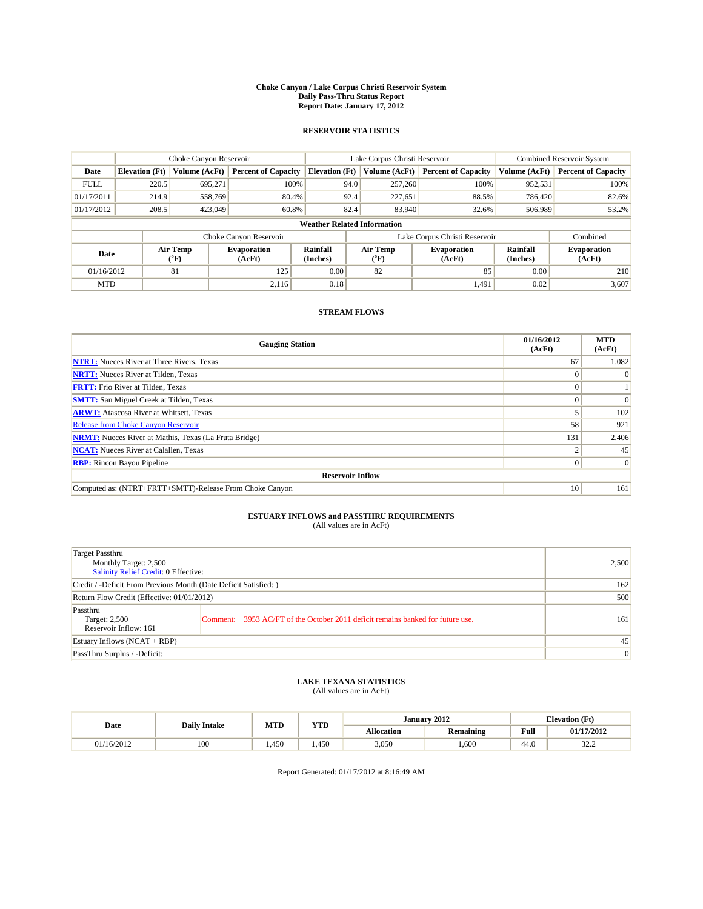# Choke Canyon / Lake Corpus Christi Reservoir System
## Daily Pass-Thru Status Report
## Report Date: January 17, 2012

### RESERVOIR STATISTICS

| | Choke Canyon Reservoir | | | Lake Corpus Christi Reservoir | | | Combined Reservoir System | |
|---|---|---|---|---|---|---|---|---|
| Date | Elevation (Ft) | Volume (AcFt) | Percent of Capacity | Elevation (Ft) | Volume (AcFt) | Percent of Capacity | Volume (AcFt) | Percent of Capacity |
| FULL | 220.5 | 695,271 | 100% | 94.0 | 257,260 | 100% | 952,531 | 100% |
| 01/17/2011 | 214.9 | 558,769 | 80.4% | 92.4 | 227,651 | 88.5% | 786,420 | 82.6% |
| 01/17/2012 | 208.5 | 423,049 | 60.8% | 82.4 | 83,940 | 32.6% | 506,989 | 53.2% |

**Weather Related Information**

| | Choke Canyon Reservoir | | | Lake Corpus Christi Reservoir | | | Combined |
|---|---|---|---|---|---|---|---|
| Date | Air Temp (°F) | Evaporation (AcFt) | Rainfall (Inches) | Air Temp (°F) | Evaporation (AcFt) | Rainfall (Inches) | Evaporation (AcFt) |
| 01/16/2012 | 81 | 125 | 0.00 | 82 | 85 | 0.00 | 210 |
| MTD | | 2,116 | 0.18 | | 1,491 | 0.02 | 3,607 |

### STREAM FLOWS

| Gauging Station | 01/16/2012 (AcFt) | MTD (AcFt) |
|---|---|---|
| NTRT: Nueces River at Three Rivers, Texas | 67 | 1,082 |
| NRTT: Nueces River at Tilden, Texas | 0 | 0 |
| FRTT: Frio River at Tilden, Texas | 0 | 1 |
| SMTT: San Miguel Creek at Tilden, Texas | 0 | 0 |
| ARWT: Atascosa River at Whitsett, Texas | 5 | 102 |
| Release from Choke Canyon Reservoir | 58 | 921 |
| NRMT: Nueces River at Mathis, Texas (La Fruta Bridge) | 131 | 2,406 |
| NCAT: Nueces River at Calallen, Texas | 2 | 45 |
| RBP: Rincon Bayou Pipeline | 0 | 0 |
| **Reservoir Inflow** | | |
| Computed as: (NTRT+FRTT+SMTT)-Release From Choke Canyon | 10 | 161 |

### ESTUARY INFLOWS and PASSTHRU REQUIREMENTS
(All values are in AcFt)

| | |
|---|---|
| Target Passthru<br>Monthly Target: 2,500<br>Salinity Relief Credit: 0 Effective: | 2,500 |
| Credit / -Deficit From Previous Month (Date Deficit Satisfied: ) | 162 |
| Return Flow Credit (Effective: 01/01/2012) | 500 |
| Passthru<br>Target: 2,500<br>Reservoir Inflow: 161<br>Comment: 3953 AC/FT of the October 2011 deficit remains banked for future use. | 161 |
| Estuary Inflows (NCAT + RBP) | 45 |
| PassThru Surplus / -Deficit: | 0 |

### LAKE TEXANA STATISTICS
(All values are in AcFt)

| Date | Daily Intake | MTD | YTD | January 2012 | | Elevation (Ft) | |
|---|---|---|---|---|---|---|---|
| | | | | Allocation | Remaining | Full | 01/17/2012 |
| 01/16/2012 | 100 | 1,450 | 1,450 | 3,050 | 1,600 | 44.0 | 32.2 |

Report Generated: 01/17/2012 at 8:16:49 AM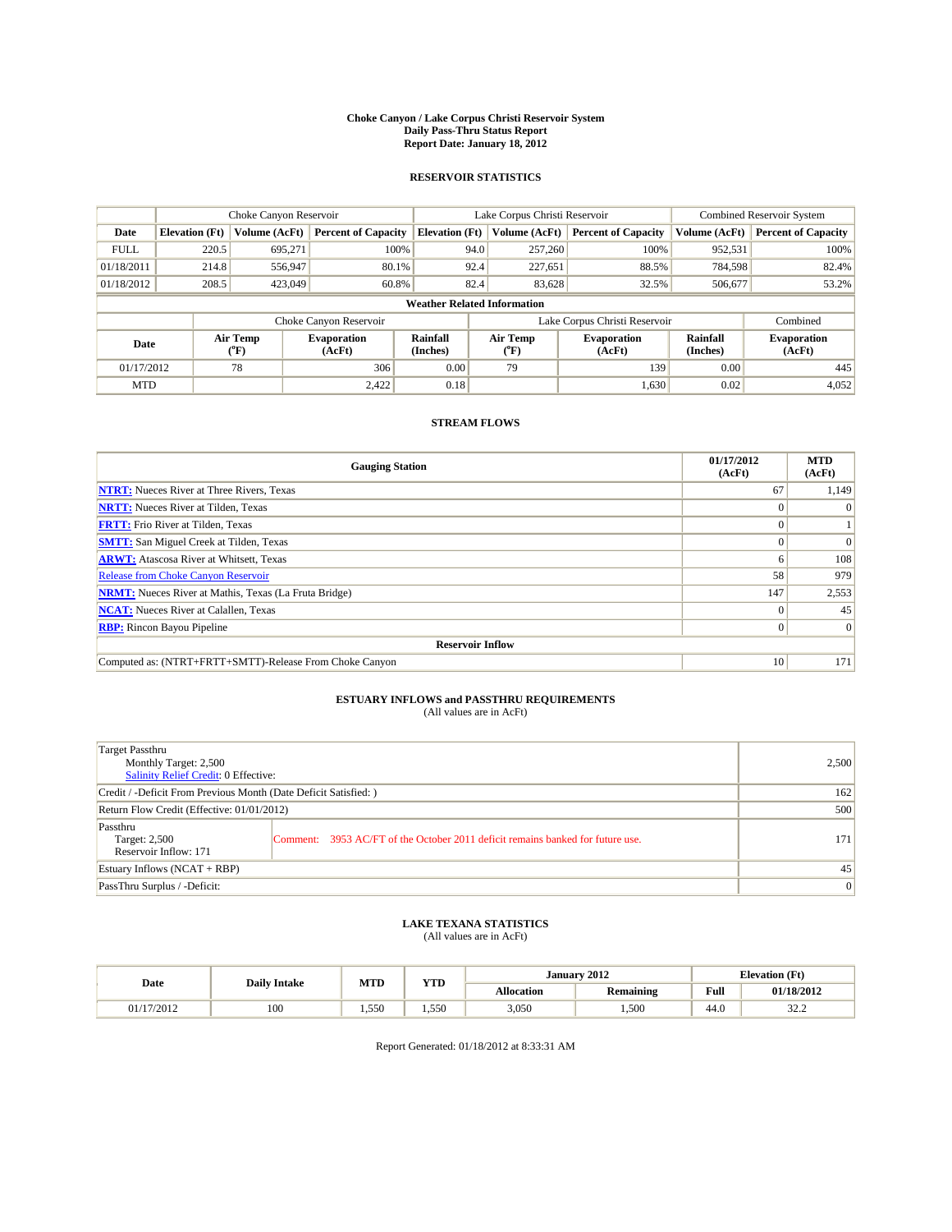# Choke Canyon / Lake Corpus Christi Reservoir System
## Daily Pass-Thru Status Report
## Report Date: January 18, 2012

### RESERVOIR STATISTICS

| | Choke Canyon Reservoir | | | Lake Corpus Christi Reservoir | | | Combined Reservoir System | |
|---|---|---|---|---|---|---|---|---|
| Date | Elevation (Ft) | Volume (AcFt) | Percent of Capacity | Elevation (Ft) | Volume (AcFt) | Percent of Capacity | Volume (AcFt) | Percent of Capacity |
| FULL | 220.5 | 695,271 | 100% | 94.0 | 257,260 | 100% | 952,531 | 100% |
| 01/18/2011 | 214.8 | 556,947 | 80.1% | 92.4 | 227,651 | 88.5% | 784,598 | 82.4% |
| 01/18/2012 | 208.5 | 423,049 | 60.8% | 82.4 | 83,628 | 32.5% | 506,677 | 53.2% |

**Weather Related Information**

| | Choke Canyon Reservoir | | | Lake Corpus Christi Reservoir | | | Combined |
|---|---|---|---|---|---|---|---|
| Date | Air Temp (°F) | Evaporation (AcFt) | Rainfall (Inches) | Air Temp (°F) | Evaporation (AcFt) | Rainfall (Inches) | Evaporation (AcFt) |
| 01/17/2012 | 78 | 306 | 0.00 | 79 | 139 | 0.00 | 445 |
| MTD | | 2,422 | 0.18 | | 1,630 | 0.02 | 4,052 |

### STREAM FLOWS

| Gauging Station | 01/17/2012 (AcFt) | MTD (AcFt) |
|---|---|---|
| **NTRT:** Nueces River at Three Rivers, Texas | 67 | 1,149 |
| **NRTT:** Nueces River at Tilden, Texas | 0 | 0 |
| **FRTT:** Frio River at Tilden, Texas | 0 | 1 |
| **SMTT:** San Miguel Creek at Tilden, Texas | 0 | 0 |
| **ARWT:** Atascosa River at Whitsett, Texas | 6 | 108 |
| Release from Choke Canyon Reservoir | 58 | 979 |
| **NRMT:** Nueces River at Mathis, Texas (La Fruta Bridge) | 147 | 2,553 |
| **NCAT:** Nueces River at Calallen, Texas | 0 | 45 |
| **RBP:** Rincon Bayou Pipeline | 0 | 0 |
| **Reservoir Inflow** | | |
| Computed as: (NTRT+FRTT+SMTT)-Release From Choke Canyon | 10 | 171 |

### ESTUARY INFLOWS and PASSTHRU REQUIREMENTS
(All values are in AcFt)

| | | |
|---|---|---|
| Target Passthru<br>Monthly Target: 2,500<br>Salinity Relief Credit: 0 Effective: | | 2,500 |
| Credit / -Deficit From Previous Month (Date Deficit Satisfied: ) | | 162 |
| Return Flow Credit (Effective: 01/01/2012) | | 500 |
| Passthru<br>Target: 2,500<br>Reservoir Inflow: 171 | Comment: 3953 AC/FT of the October 2011 deficit remains banked for future use. | 171 |
| Estuary Inflows (NCAT + RBP) | | 45 |
| PassThru Surplus / -Deficit: | | 0 |

### LAKE TEXANA STATISTICS
(All values are in AcFt)

| Date | Daily Intake | MTD | YTD | January 2012 | | Elevation (Ft) | |
|---|---|---|---|---|---|---|---|
| | | | | Allocation | Remaining | Full | 01/18/2012 |
| 01/17/2012 | 100 | 1,550 | 1,550 | 3,050 | 1,500 | 44.0 | 32.2 |

Report Generated: 01/18/2012 at 8:33:31 AM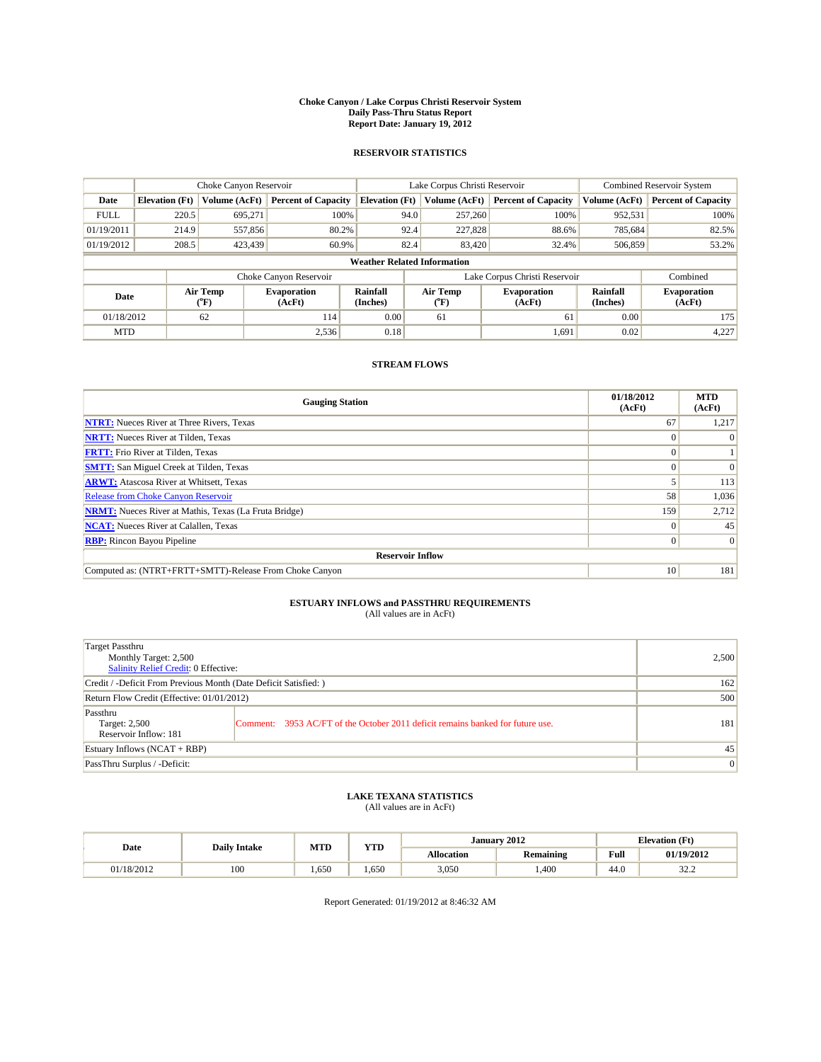# Choke Canyon / Lake Corpus Christi Reservoir System
## Daily Pass-Thru Status Report
## Report Date: January 19, 2012

### RESERVOIR STATISTICS

| | Choke Canyon Reservoir | | | Lake Corpus Christi Reservoir | | | Combined Reservoir System | |
|---|---|---|---|---|---|---|---|---|
| Date | Elevation (Ft) | Volume (AcFt) | Percent of Capacity | Elevation (Ft) | Volume (AcFt) | Percent of Capacity | Volume (AcFt) | Percent of Capacity |
| FULL | 220.5 | 695,271 | 100% | 94.0 | 257,260 | 100% | 952,531 | 100% |
| 01/19/2011 | 214.9 | 557,856 | 80.2% | 92.4 | 227,828 | 88.6% | 785,684 | 82.5% |
| 01/19/2012 | 208.5 | 423,439 | 60.9% | 82.4 | 83,420 | 32.4% | 506,859 | 53.2% |

**Weather Related Information**

| | Choke Canyon Reservoir | | | Lake Corpus Christi Reservoir | | | Combined |
|---|---|---|---|---|---|---|---|
| Date | Air Temp (°F) | Evaporation (AcFt) | Rainfall (Inches) | Air Temp (°F) | Evaporation (AcFt) | Rainfall (Inches) | Evaporation (AcFt) |
| 01/18/2012 | 62 | 114 | 0.00 | 61 | 61 | 0.00 | 175 |
| MTD | | 2,536 | 0.18 | | 1,691 | 0.02 | 4,227 |

### STREAM FLOWS

| Gauging Station | 01/18/2012 (AcFt) | MTD (AcFt) |
|---|---|---|
| NTRT: Nueces River at Three Rivers, Texas | 67 | 1,217 |
| NRTT: Nueces River at Tilden, Texas | 0 | 0 |
| FRTT: Frio River at Tilden, Texas | 0 | 1 |
| SMTT: San Miguel Creek at Tilden, Texas | 0 | 0 |
| ARWT: Atascosa River at Whitsett, Texas | 5 | 113 |
| Release from Choke Canyon Reservoir | 58 | 1,036 |
| NRMT: Nueces River at Mathis, Texas (La Fruta Bridge) | 159 | 2,712 |
| NCAT: Nueces River at Calallen, Texas | 0 | 45 |
| RBP: Rincon Bayou Pipeline | 0 | 0 |
| **Reservoir Inflow** | | |
| Computed as: (NTRT+FRTT+SMTT)-Release From Choke Canyon | 10 | 181 |

### ESTUARY INFLOWS and PASSTHRU REQUIREMENTS
(All values are in AcFt)

| | | |
|---|---|---|
| Target Passthru<br>Monthly Target: 2,500<br>Salinity Relief Credit: 0 Effective: | | 2,500 |
| Credit / -Deficit From Previous Month (Date Deficit Satisfied: ) | | 162 |
| Return Flow Credit (Effective: 01/01/2012) | | 500 |
| Passthru<br>Target: 2,500<br>Reservoir Inflow: 181 | Comment: 3953 AC/FT of the October 2011 deficit remains banked for future use. | 181 |
| Estuary Inflows (NCAT + RBP) | | 45 |
| PassThru Surplus / -Deficit: | | 0 |

### LAKE TEXANA STATISTICS
(All values are in AcFt)

| Date | Daily Intake | MTD | YTD | January 2012 | | Elevation (Ft) | |
|---|---|---|---|---|---|---|---|
| | | | | Allocation | Remaining | Full | 01/19/2012 |
| 01/18/2012 | 100 | 1,650 | 1,650 | 3,050 | 1,400 | 44.0 | 32.2 |

Report Generated: 01/19/2012 at 8:46:32 AM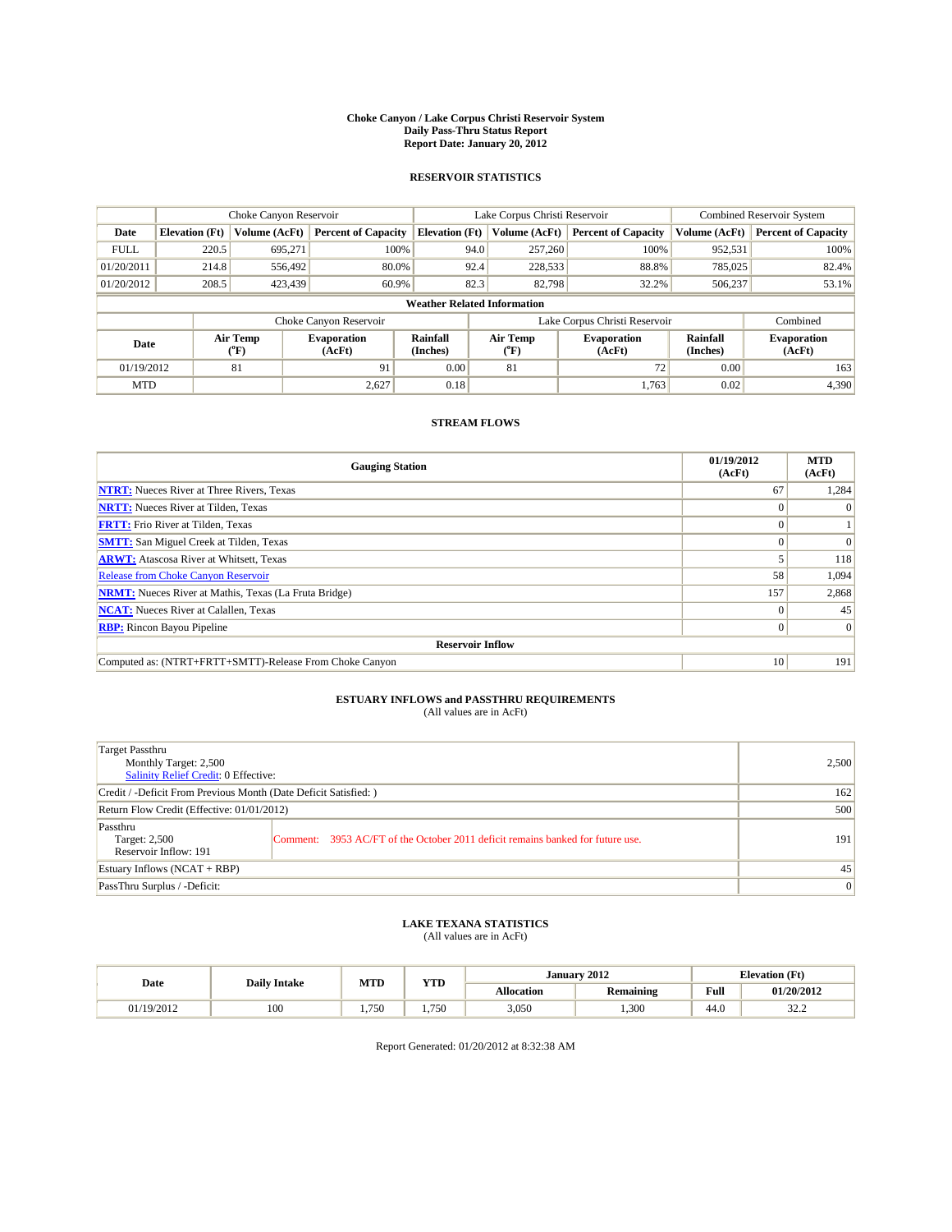# Choke Canyon / Lake Corpus Christi Reservoir System
## Daily Pass-Thru Status Report
### Report Date: January 20, 2012

## RESERVOIR STATISTICS

| | Choke Canyon Reservoir | | | Lake Corpus Christi Reservoir | | | Combined Reservoir System | |
|---|---|---|---|---|---|---|---|---|
| Date | Elevation (Ft) | Volume (AcFt) | Percent of Capacity | Elevation (Ft) | Volume (AcFt) | Percent of Capacity | Volume (AcFt) | Percent of Capacity |
| FULL | 220.5 | 695,271 | 100% | 94.0 | 257,260 | 100% | 952,531 | 100% |
| 01/20/2011 | 214.8 | 556,492 | 80.0% | 92.4 | 228,533 | 88.8% | 785,025 | 82.4% |
| 01/20/2012 | 208.5 | 423,439 | 60.9% | 82.3 | 82,798 | 32.2% | 506,237 | 53.1% |

**Weather Related Information**

| | Choke Canyon Reservoir | | | Lake Corpus Christi Reservoir | | | Combined |
|---|---|---|---|---|---|---|---|
| Date | Air Temp (°F) | Evaporation (AcFt) | Rainfall (Inches) | Air Temp (°F) | Evaporation (AcFt) | Rainfall (Inches) | Evaporation (AcFt) |
| 01/19/2012 | 81 | 91 | 0.00 | 81 | 72 | 0.00 | 163 |
| MTD | | 2,627 | 0.18 | | 1,763 | 0.02 | 4,390 |

## STREAM FLOWS

| Gauging Station | 01/19/2012 (AcFt) | MTD (AcFt) |
|---|---|---|
| **NTRT:** Nueces River at Three Rivers, Texas | 67 | 1,284 |
| **NRTT:** Nueces River at Tilden, Texas | 0 | 0 |
| **FRTT:** Frio River at Tilden, Texas | 0 | 1 |
| **SMTT:** San Miguel Creek at Tilden, Texas | 0 | 0 |
| **ARWT:** Atascosa River at Whitsett, Texas | 5 | 118 |
| Release from Choke Canyon Reservoir | 58 | 1,094 |
| **NRMT:** Nueces River at Mathis, Texas (La Fruta Bridge) | 157 | 2,868 |
| **NCAT:** Nueces River at Calallen, Texas | 0 | 45 |
| **RBP:** Rincon Bayou Pipeline | 0 | 0 |
| **Reservoir Inflow** | | |
| Computed as: (NTRT+FRTT+SMTT)-Release From Choke Canyon | 10 | 191 |

## ESTUARY INFLOWS and PASSTHRU REQUIREMENTS
(All values are in AcFt)

| | | |
|---|---|---|
| Target Passthru<br>Monthly Target: 2,500<br>Salinity Relief Credit: 0 Effective: | | 2,500 |
| Credit / -Deficit From Previous Month (Date Deficit Satisfied: ) | | 162 |
| Return Flow Credit (Effective: 01/01/2012) | | 500 |
| Passthru<br>Target: 2,500<br>Reservoir Inflow: 191 | Comment: 3953 AC/FT of the October 2011 deficit remains banked for future use. | 191 |
| Estuary Inflows (NCAT + RBP) | | 45 |
| PassThru Surplus / -Deficit: | | 0 |

## LAKE TEXANA STATISTICS
(All values are in AcFt)

| Date | Daily Intake | MTD | YTD | January 2012 | | Elevation (Ft) | |
|---|---|---|---|---|---|---|---|
| | | | | Allocation | Remaining | Full | 01/20/2012 |
| 01/19/2012 | 100 | 1,750 | 1,750 | 3,050 | 1,300 | 44.0 | 32.2 |

Report Generated: 01/20/2012 at 8:32:38 AM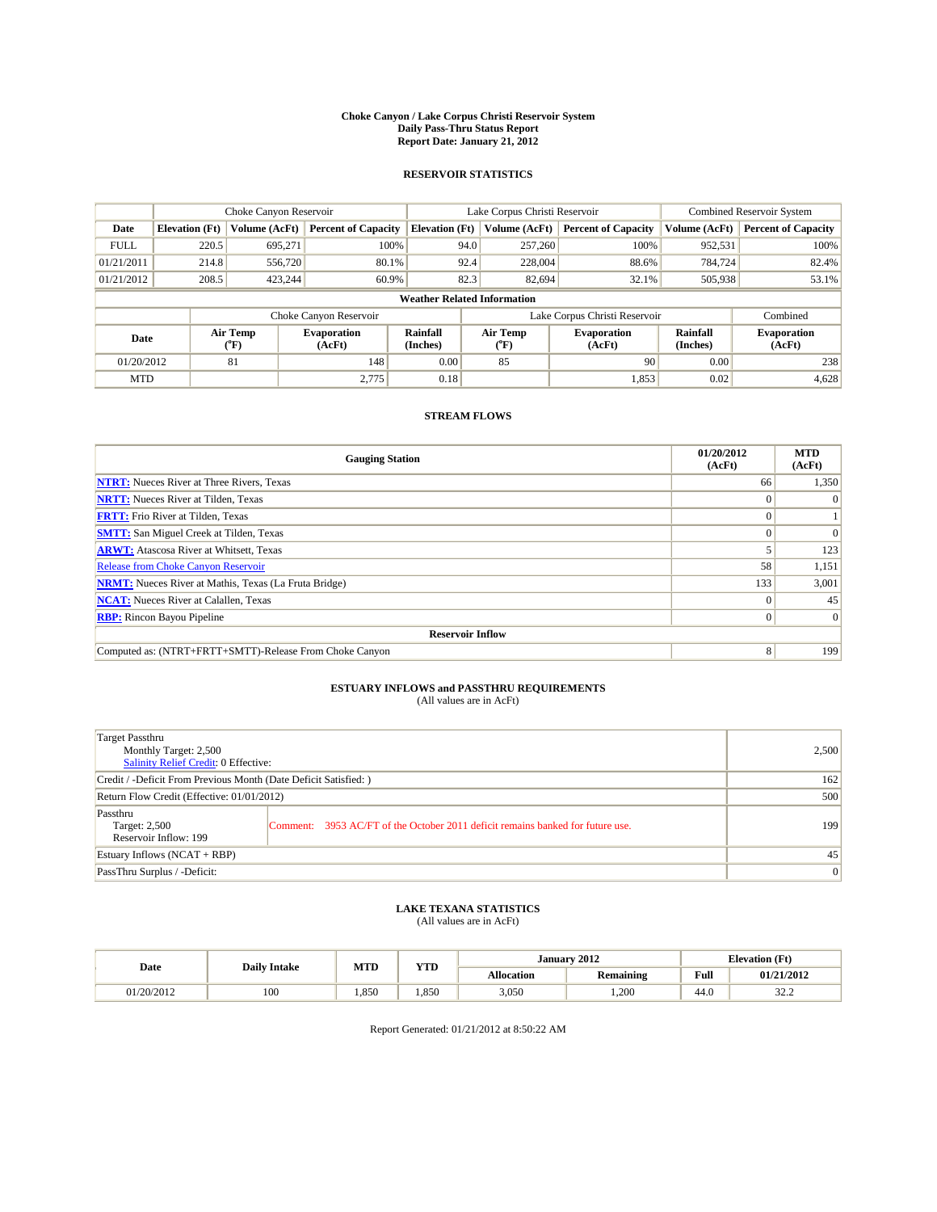# Choke Canyon / Lake Corpus Christi Reservoir System
## Daily Pass-Thru Status Report
## Report Date: January 21, 2012

### RESERVOIR STATISTICS

| | Choke Canyon Reservoir | | | Lake Corpus Christi Reservoir | | | Combined Reservoir System | |
|---|---|---|---|---|---|---|---|---|
| Date | Elevation (Ft) | Volume (AcFt) | Percent of Capacity | Elevation (Ft) | Volume (AcFt) | Percent of Capacity | Volume (AcFt) | Percent of Capacity |
| FULL | 220.5 | 695,271 | 100% | 94.0 | 257,260 | 100% | 952,531 | 100% |
| 01/21/2011 | 214.8 | 556,720 | 80.1% | 92.4 | 228,004 | 88.6% | 784,724 | 82.4% |
| 01/21/2012 | 208.5 | 423,244 | 60.9% | 82.3 | 82,694 | 32.1% | 505,938 | 53.1% |

**Weather Related Information**

| | Choke Canyon Reservoir | | | Lake Corpus Christi Reservoir | | | Combined |
|---|---|---|---|---|---|---|---|
| Date | Air Temp (°F) | Evaporation (AcFt) | Rainfall (Inches) | Air Temp (°F) | Evaporation (AcFt) | Rainfall (Inches) | Evaporation (AcFt) |
| 01/20/2012 | 81 | 148 | 0.00 | 85 | 90 | 0.00 | 238 |
| MTD | | 2,775 | 0.18 | | 1,853 | 0.02 | 4,628 |

### STREAM FLOWS

| Gauging Station | 01/20/2012 (AcFt) | MTD (AcFt) |
|---|---|---|
| **NTRT:** Nueces River at Three Rivers, Texas | 66 | 1,350 |
| **NRTT:** Nueces River at Tilden, Texas | 0 | 0 |
| **FRTT:** Frio River at Tilden, Texas | 0 | 1 |
| **SMTT:** San Miguel Creek at Tilden, Texas | 0 | 0 |
| **ARWT:** Atascosa River at Whitsett, Texas | 5 | 123 |
| Release from Choke Canyon Reservoir | 58 | 1,151 |
| **NRMT:** Nueces River at Mathis, Texas (La Fruta Bridge) | 133 | 3,001 |
| **NCAT:** Nueces River at Calallen, Texas | 0 | 45 |
| **RBP:** Rincon Bayou Pipeline | 0 | 0 |
| **Reservoir Inflow** | | |
| Computed as: (NTRT+FRTT+SMTT)-Release From Choke Canyon | 8 | 199 |

### ESTUARY INFLOWS and PASSTHRU REQUIREMENTS
(All values are in AcFt)

| | | |
|---|---|---|
| Target Passthru<br>Monthly Target: 2,500<br>Salinity Relief Credit: 0 Effective: | | 2,500 |
| Credit / -Deficit From Previous Month (Date Deficit Satisfied: ) | | 162 |
| Return Flow Credit (Effective: 01/01/2012) | | 500 |
| Passthru<br>Target: 2,500<br>Reservoir Inflow: 199 | Comment: 3953 AC/FT of the October 2011 deficit remains banked for future use. | 199 |
| Estuary Inflows (NCAT + RBP) | | 45 |
| PassThru Surplus / -Deficit: | | 0 |

### LAKE TEXANA STATISTICS
(All values are in AcFt)

| Date | Daily Intake | MTD | YTD | January 2012 | | Elevation (Ft) | |
|---|---|---|---|---|---|---|---|
| | | | | Allocation | Remaining | Full | 01/21/2012 |
| 01/20/2012 | 100 | 1,850 | 1,850 | 3,050 | 1,200 | 44.0 | 32.2 |

Report Generated: 01/21/2012 at 8:50:22 AM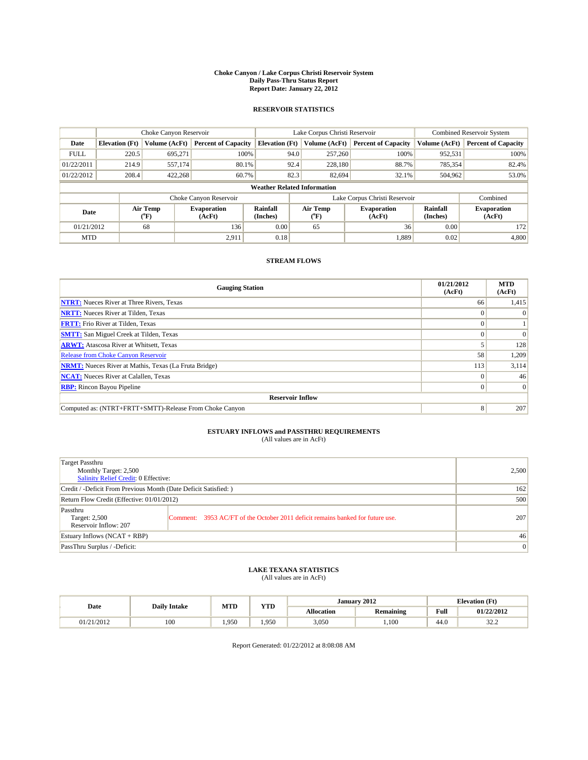**Choke Canyon / Lake Corpus Christi Reservoir System**
**Daily Pass-Thru Status Report**
**Report Date: January 22, 2012**

## RESERVOIR STATISTICS

| | Choke Canyon Reservoir | | | Lake Corpus Christi Reservoir | | | Combined Reservoir System | |
|---|---|---|---|---|---|---|---|---|
| Date | Elevation (Ft) | Volume (AcFt) | Percent of Capacity | Elevation (Ft) | Volume (AcFt) | Percent of Capacity | Volume (AcFt) | Percent of Capacity |
| FULL | 220.5 | 695,271 | 100% | 94.0 | 257,260 | 100% | 952,531 | 100% |
| 01/22/2011 | 214.9 | 557,174 | 80.1% | 92.4 | 228,180 | 88.7% | 785,354 | 82.4% |
| 01/22/2012 | 208.4 | 422,268 | 60.7% | 82.3 | 82,694 | 32.1% | 504,962 | 53.0% |

**Weather Related Information**

| | Choke Canyon Reservoir | | | Lake Corpus Christi Reservoir | | | Combined |
|---|---|---|---|---|---|---|---|
| Date | Air Temp (°F) | Evaporation (AcFt) | Rainfall (Inches) | Air Temp (°F) | Evaporation (AcFt) | Rainfall (Inches) | Evaporation (AcFt) |
| 01/21/2012 | 68 | 136 | 0.00 | 65 | 36 | 0.00 | 172 |
| MTD | | 2,911 | 0.18 | | 1,889 | 0.02 | 4,800 |

## STREAM FLOWS

| Gauging Station | 01/21/2012 (AcFt) | MTD (AcFt) |
|---|---|---|
| NTRT: Nueces River at Three Rivers, Texas | 66 | 1,415 |
| NRTT: Nueces River at Tilden, Texas | 0 | 0 |
| FRTT: Frio River at Tilden, Texas | 0 | 1 |
| SMTT: San Miguel Creek at Tilden, Texas | 0 | 0 |
| ARWT: Atascosa River at Whitsett, Texas | 5 | 128 |
| Release from Choke Canyon Reservoir | 58 | 1,209 |
| NRMT: Nueces River at Mathis, Texas (La Fruta Bridge) | 113 | 3,114 |
| NCAT: Nueces River at Calallen, Texas | 0 | 46 |
| RBP: Rincon Bayou Pipeline | 0 | 0 |
| **Reservoir Inflow** | | |
| Computed as: (NTRT+FRTT+SMTT)-Release From Choke Canyon | 8 | 207 |

## ESTUARY INFLOWS and PASSTHRU REQUIREMENTS

(All values are in AcFt)

| | | |
|---|---|---|
| Target Passthru<br>Monthly Target: 2,500<br>Salinity Relief Credit: 0 Effective: | | 2,500 |
| Credit / -Deficit From Previous Month (Date Deficit Satisfied: ) | | 162 |
| Return Flow Credit (Effective: 01/01/2012) | | 500 |
| Passthru<br>Target: 2,500<br>Reservoir Inflow: 207 | Comment: 3953 AC/FT of the October 2011 deficit remains banked for future use. | 207 |
| Estuary Inflows (NCAT + RBP) | | 46 |
| PassThru Surplus / -Deficit: | | 0 |

## LAKE TEXANA STATISTICS

(All values are in AcFt)

| Date | Daily Intake | MTD | YTD | January 2012 | | Elevation (Ft) | |
|---|---|---|---|---|---|---|---|
| | | | | Allocation | Remaining | Full | 01/22/2012 |
| 01/21/2012 | 100 | 1,950 | 1,950 | 3,050 | 1,100 | 44.0 | 32.2 |

Report Generated: 01/22/2012 at 8:08:08 AM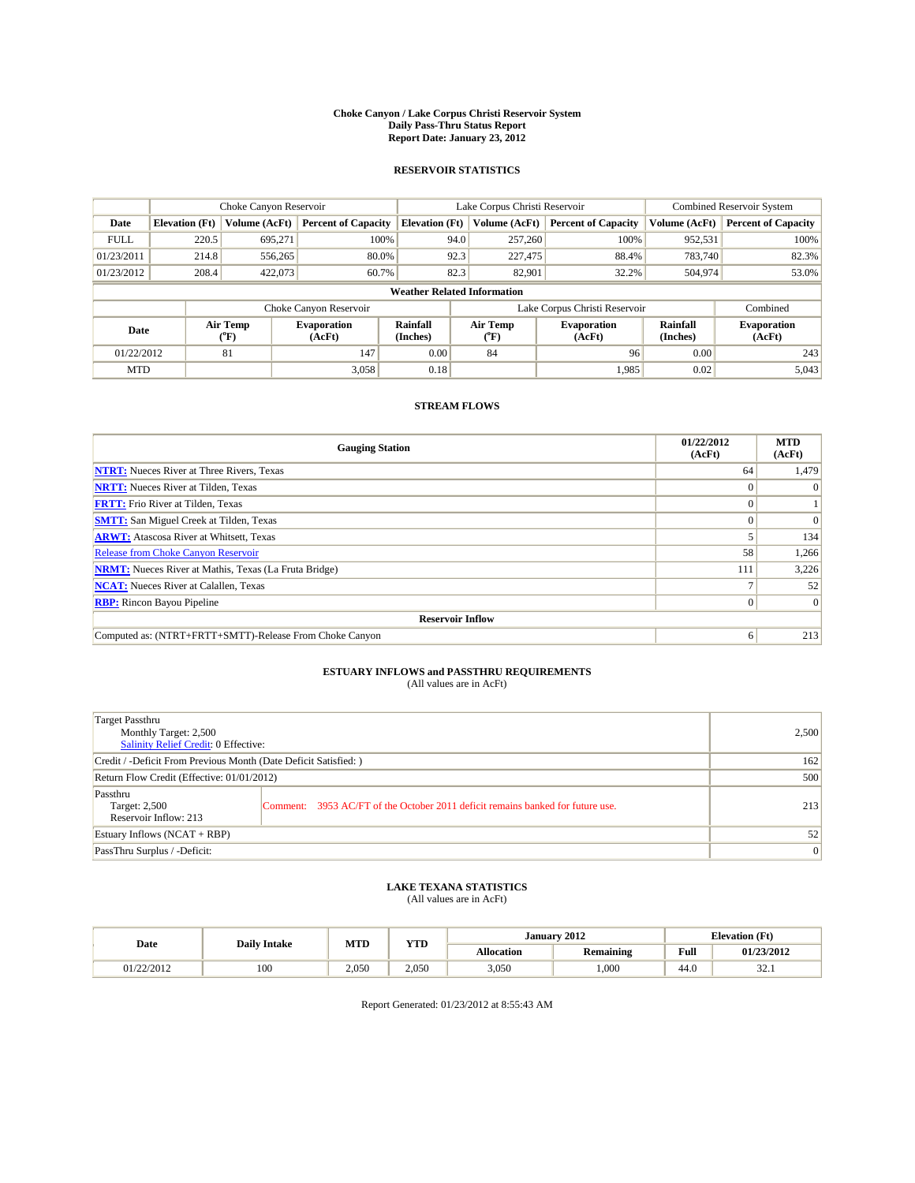# Choke Canyon / Lake Corpus Christi Reservoir System
## Daily Pass-Thru Status Report
## Report Date: January 23, 2012

### RESERVOIR STATISTICS

| | Choke Canyon Reservoir | | | Lake Corpus Christi Reservoir | | | Combined Reservoir System | |
|---|---|---|---|---|---|---|---|---|
| Date | Elevation (Ft) | Volume (AcFt) | Percent of Capacity | Elevation (Ft) | Volume (AcFt) | Percent of Capacity | Volume (AcFt) | Percent of Capacity |
| FULL | 220.5 | 695,271 | 100% | 94.0 | 257,260 | 100% | 952,531 | 100% |
| 01/23/2011 | 214.8 | 556,265 | 80.0% | 92.3 | 227,475 | 88.4% | 783,740 | 82.3% |
| 01/23/2012 | 208.4 | 422,073 | 60.7% | 82.3 | 82,901 | 32.2% | 504,974 | 53.0% |

**Weather Related Information**

| | Choke Canyon Reservoir | | | Lake Corpus Christi Reservoir | | | Combined |
|---|---|---|---|---|---|---|---|
| Date | Air Temp (°F) | Evaporation (AcFt) | Rainfall (Inches) | Air Temp (°F) | Evaporation (AcFt) | Rainfall (Inches) | Evaporation (AcFt) |
| 01/22/2012 | 81 | 147 | 0.00 | 84 | 96 | 0.00 | 243 |
| MTD | | 3,058 | 0.18 | | 1,985 | 0.02 | 5,043 |

### STREAM FLOWS

| Gauging Station | 01/22/2012 (AcFt) | MTD (AcFt) |
|---|---|---|
| NTRT: Nueces River at Three Rivers, Texas | 64 | 1,479 |
| NRTT: Nueces River at Tilden, Texas | 0 | 0 |
| FRTT: Frio River at Tilden, Texas | 0 | 1 |
| SMTT: San Miguel Creek at Tilden, Texas | 0 | 0 |
| ARWT: Atascosa River at Whitsett, Texas | 5 | 134 |
| Release from Choke Canyon Reservoir | 58 | 1,266 |
| NRMT: Nueces River at Mathis, Texas (La Fruta Bridge) | 111 | 3,226 |
| NCAT: Nueces River at Calallen, Texas | 7 | 52 |
| RBP: Rincon Bayou Pipeline | 0 | 0 |
| **Reservoir Inflow** | | |
| Computed as: (NTRT+FRTT+SMTT)-Release From Choke Canyon | 6 | 213 |

### ESTUARY INFLOWS and PASSTHRU REQUIREMENTS
(All values are in AcFt)

| | |
|---|---|
| Target Passthru<br>Monthly Target: 2,500<br>Salinity Relief Credit: 0 Effective: | 2,500 |
| Credit / -Deficit From Previous Month (Date Deficit Satisfied: ) | 162 |
| Return Flow Credit (Effective: 01/01/2012) | 500 |
| Passthru<br>Target: 2,500<br>Reservoir Inflow: 213 — Comment: 3953 AC/FT of the October 2011 deficit remains banked for future use. | 213 |
| Estuary Inflows (NCAT + RBP) | 52 |
| PassThru Surplus / -Deficit: | 0 |

### LAKE TEXANA STATISTICS
(All values are in AcFt)

| Date | Daily Intake | MTD | YTD | January 2012 Allocation | January 2012 Remaining | Elevation (Ft) Full | Elevation (Ft) 01/23/2012 |
|---|---|---|---|---|---|---|---|
| 01/22/2012 | 100 | 2,050 | 2,050 | 3,050 | 1,000 | 44.0 | 32.1 |

Report Generated: 01/23/2012 at 8:55:43 AM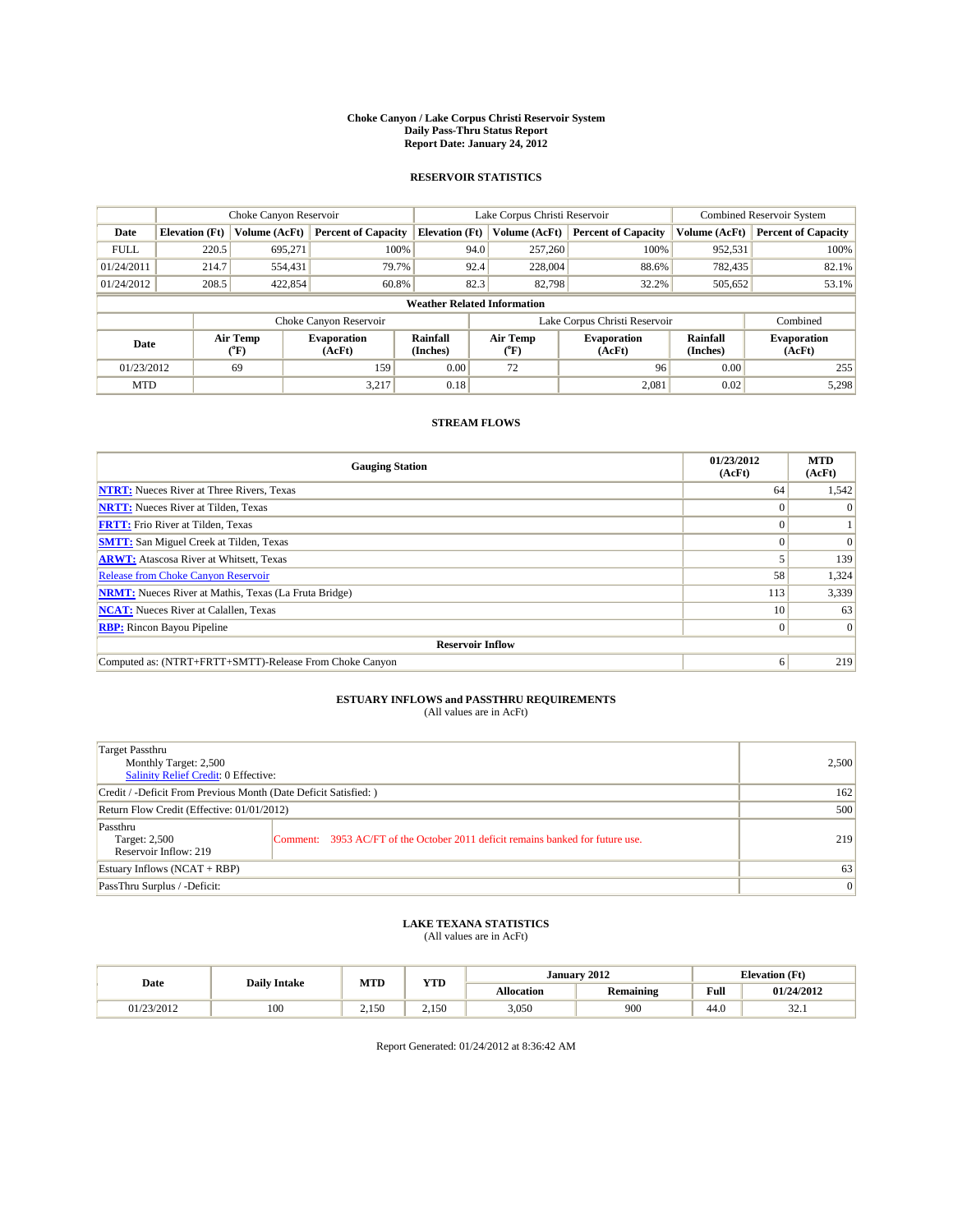**Choke Canyon / Lake Corpus Christi Reservoir System**
**Daily Pass-Thru Status Report**
**Report Date: January 24, 2012**

## RESERVOIR STATISTICS

| | Choke Canyon Reservoir | | | Lake Corpus Christi Reservoir | | | Combined Reservoir System | |
|---|---|---|---|---|---|---|---|---|
| Date | Elevation (Ft) | Volume (AcFt) | Percent of Capacity | Elevation (Ft) | Volume (AcFt) | Percent of Capacity | Volume (AcFt) | Percent of Capacity |
| FULL | 220.5 | 695,271 | 100% | 94.0 | 257,260 | 100% | 952,531 | 100% |
| 01/24/2011 | 214.7 | 554,431 | 79.7% | 92.4 | 228,004 | 88.6% | 782,435 | 82.1% |
| 01/24/2012 | 208.5 | 422,854 | 60.8% | 82.3 | 82,798 | 32.2% | 505,652 | 53.1% |

**Weather Related Information**

| | Choke Canyon Reservoir | | | Lake Corpus Christi Reservoir | | | Combined |
|---|---|---|---|---|---|---|---|
| Date | Air Temp (°F) | Evaporation (AcFt) | Rainfall (Inches) | Air Temp (°F) | Evaporation (AcFt) | Rainfall (Inches) | Evaporation (AcFt) |
| 01/23/2012 | 69 | 159 | 0.00 | 72 | 96 | 0.00 | 255 |
| MTD | | 3,217 | 0.18 | | 2,081 | 0.02 | 5,298 |

## STREAM FLOWS

| Gauging Station | 01/23/2012 (AcFt) | MTD (AcFt) |
|---|---|---|
| NTRT: Nueces River at Three Rivers, Texas | 64 | 1,542 |
| NRTT: Nueces River at Tilden, Texas | 0 | 0 |
| FRTT: Frio River at Tilden, Texas | 0 | 1 |
| SMTT: San Miguel Creek at Tilden, Texas | 0 | 0 |
| ARWT: Atascosa River at Whitsett, Texas | 5 | 139 |
| Release from Choke Canyon Reservoir | 58 | 1,324 |
| NRMT: Nueces River at Mathis, Texas (La Fruta Bridge) | 113 | 3,339 |
| NCAT: Nueces River at Calallen, Texas | 10 | 63 |
| RBP: Rincon Bayou Pipeline | 0 | 0 |
| **Reservoir Inflow** | | |
| Computed as: (NTRT+FRTT+SMTT)-Release From Choke Canyon | 6 | 219 |

## ESTUARY INFLOWS and PASSTHRU REQUIREMENTS
(All values are in AcFt)

| | |
|---|---|
| Target Passthru<br>Monthly Target: 2,500<br>Salinity Relief Credit: 0 Effective: | 2,500 |
| Credit / -Deficit From Previous Month (Date Deficit Satisfied: ) | 162 |
| Return Flow Credit (Effective: 01/01/2012) | 500 |
| Passthru<br>Target: 2,500<br>Reservoir Inflow: 219<br>Comment: 3953 AC/FT of the October 2011 deficit remains banked for future use. | 219 |
| Estuary Inflows (NCAT + RBP) | 63 |
| PassThru Surplus / -Deficit: | 0 |

## LAKE TEXANA STATISTICS
(All values are in AcFt)

| Date | Daily Intake | MTD | YTD | January 2012 | | Elevation (Ft) | |
|---|---|---|---|---|---|---|---|
| | | | | Allocation | Remaining | Full | 01/24/2012 |
| 01/23/2012 | 100 | 2,150 | 2,150 | 3,050 | 900 | 44.0 | 32.1 |

Report Generated: 01/24/2012 at 8:36:42 AM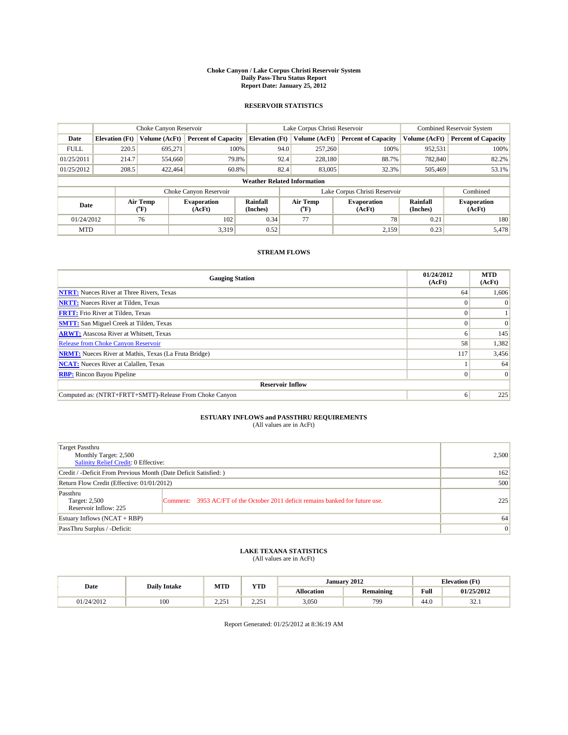**Choke Canyon / Lake Corpus Christi Reservoir System**
**Daily Pass-Thru Status Report**
**Report Date: January 25, 2012**

## RESERVOIR STATISTICS

| | Choke Canyon Reservoir | | | Lake Corpus Christi Reservoir | | | Combined Reservoir System | |
|---|---|---|---|---|---|---|---|---|
| **Date** | **Elevation (Ft)** | **Volume (AcFt)** | **Percent of Capacity** | **Elevation (Ft)** | **Volume (AcFt)** | **Percent of Capacity** | **Volume (AcFt)** | **Percent of Capacity** |
| FULL | 220.5 | 695,271 | 100% | 94.0 | 257,260 | 100% | 952,531 | 100% |
| 01/25/2011 | 214.7 | 554,660 | 79.8% | 92.4 | 228,180 | 88.7% | 782,840 | 82.2% |
| 01/25/2012 | 208.5 | 422,464 | 60.8% | 82.4 | 83,005 | 32.3% | 505,469 | 53.1% |

**Weather Related Information**

| | Choke Canyon Reservoir | | | Lake Corpus Christi Reservoir | | | Combined |
|---|---|---|---|---|---|---|---|
| **Date** | **Air Temp (°F)** | **Evaporation (AcFt)** | **Rainfall (Inches)** | **Air Temp (°F)** | **Evaporation (AcFt)** | **Rainfall (Inches)** | **Evaporation (AcFt)** |
| 01/24/2012 | 76 | 102 | 0.34 | 77 | 78 | 0.21 | 180 |
| MTD | | 3,319 | 0.52 | | 2,159 | 0.23 | 5,478 |

## STREAM FLOWS

| Gauging Station | 01/24/2012 (AcFt) | MTD (AcFt) |
|---|---|---|
| **NTRT:** Nueces River at Three Rivers, Texas | 64 | 1,606 |
| **NRTT:** Nueces River at Tilden, Texas | 0 | 0 |
| **FRTT:** Frio River at Tilden, Texas | 0 | 1 |
| **SMTT:** San Miguel Creek at Tilden, Texas | 0 | 0 |
| **ARWT:** Atascosa River at Whitsett, Texas | 6 | 145 |
| Release from Choke Canyon Reservoir | 58 | 1,382 |
| **NRMT:** Nueces River at Mathis, Texas (La Fruta Bridge) | 117 | 3,456 |
| **NCAT:** Nueces River at Calallen, Texas | 1 | 64 |
| **RBP:** Rincon Bayou Pipeline | 0 | 0 |
| **Reservoir Inflow** | | |
| Computed as: (NTRT+FRTT+SMTT)-Release From Choke Canyon | 6 | 225 |

## ESTUARY INFLOWS and PASSTHRU REQUIREMENTS
(All values are in AcFt)

| | |
|---|---|
| Target Passthru<br>Monthly Target: 2,500<br>Salinity Relief Credit: 0 Effective: | 2,500 |
| Credit / -Deficit From Previous Month (Date Deficit Satisfied: ) | 162 |
| Return Flow Credit (Effective: 01/01/2012) | 500 |
| Passthru<br>Target: 2,500<br>Reservoir Inflow: 225 — Comment: 3953 AC/FT of the October 2011 deficit remains banked for future use. | 225 |
| Estuary Inflows (NCAT + RBP) | 64 |
| PassThru Surplus / -Deficit: | 0 |

## LAKE TEXANA STATISTICS
(All values are in AcFt)

| Date | Daily Intake | MTD | YTD | January 2012 | | Elevation (Ft) | |
|---|---|---|---|---|---|---|---|
| | | | | **Allocation** | **Remaining** | **Full** | **01/25/2012** |
| 01/24/2012 | 100 | 2,251 | 2,251 | 3,050 | 799 | 44.0 | 32.1 |

Report Generated: 01/25/2012 at 8:36:19 AM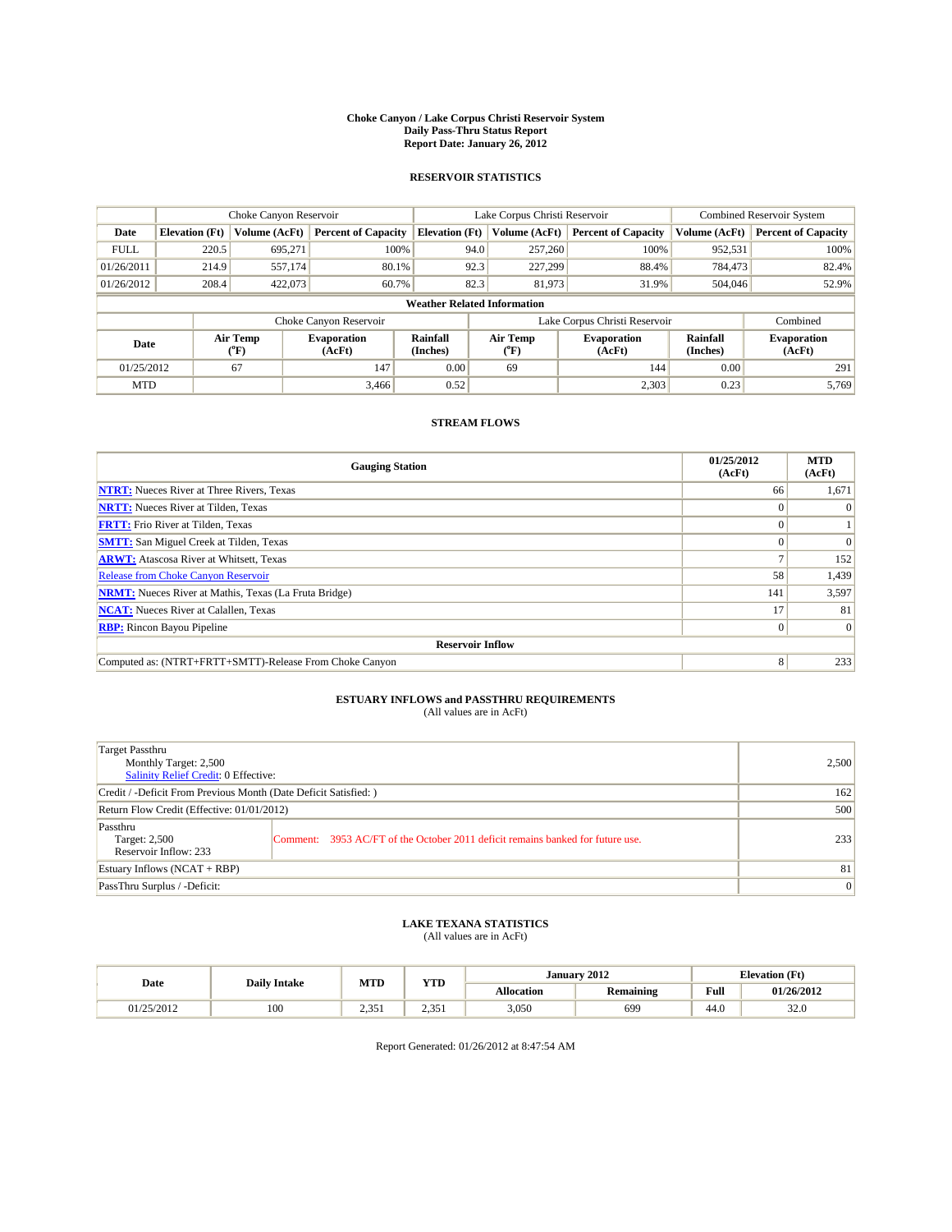# Choke Canyon / Lake Corpus Christi Reservoir System
## Daily Pass-Thru Status Report
### Report Date: January 26, 2012

## RESERVOIR STATISTICS

| | Choke Canyon Reservoir | | | Lake Corpus Christi Reservoir | | | Combined Reservoir System | |
|---|---|---|---|---|---|---|---|---|
| Date | Elevation (Ft) | Volume (AcFt) | Percent of Capacity | Elevation (Ft) | Volume (AcFt) | Percent of Capacity | Volume (AcFt) | Percent of Capacity |
| FULL | 220.5 | 695,271 | 100% | 94.0 | 257,260 | 100% | 952,531 | 100% |
| 01/26/2011 | 214.9 | 557,174 | 80.1% | 92.3 | 227,299 | 88.4% | 784,473 | 82.4% |
| 01/26/2012 | 208.4 | 422,073 | 60.7% | 82.3 | 81,973 | 31.9% | 504,046 | 52.9% |

**Weather Related Information**

| | Choke Canyon Reservoir | | | Lake Corpus Christi Reservoir | | | Combined |
|---|---|---|---|---|---|---|---|
| Date | Air Temp (°F) | Evaporation (AcFt) | Rainfall (Inches) | Air Temp (°F) | Evaporation (AcFt) | Rainfall (Inches) | Evaporation (AcFt) |
| 01/25/2012 | 67 | 147 | 0.00 | 69 | 144 | 0.00 | 291 |
| MTD | | 3,466 | 0.52 | | 2,303 | 0.23 | 5,769 |

## STREAM FLOWS

| Gauging Station | 01/25/2012 (AcFt) | MTD (AcFt) |
|---|---|---|
| NTRT: Nueces River at Three Rivers, Texas | 66 | 1,671 |
| NRTT: Nueces River at Tilden, Texas | 0 | 0 |
| FRTT: Frio River at Tilden, Texas | 0 | 1 |
| SMTT: San Miguel Creek at Tilden, Texas | 0 | 0 |
| ARWT: Atascosa River at Whitsett, Texas | 7 | 152 |
| Release from Choke Canyon Reservoir | 58 | 1,439 |
| NRMT: Nueces River at Mathis, Texas (La Fruta Bridge) | 141 | 3,597 |
| NCAT: Nueces River at Calallen, Texas | 17 | 81 |
| RBP: Rincon Bayou Pipeline | 0 | 0 |
| **Reservoir Inflow** | | |
| Computed as: (NTRT+FRTT+SMTT)-Release From Choke Canyon | 8 | 233 |

## ESTUARY INFLOWS and PASSTHRU REQUIREMENTS
(All values are in AcFt)

| | |
|---|---|
| Target Passthru<br>Monthly Target: 2,500<br>Salinity Relief Credit: 0 Effective: | 2,500 |
| Credit / -Deficit From Previous Month (Date Deficit Satisfied: ) | 162 |
| Return Flow Credit (Effective: 01/01/2012) | 500 |
| Passthru<br>Target: 2,500<br>Reservoir Inflow: 233<br>Comment: 3953 AC/FT of the October 2011 deficit remains banked for future use. | 233 |
| Estuary Inflows (NCAT + RBP) | 81 |
| PassThru Surplus / -Deficit: | 0 |

## LAKE TEXANA STATISTICS
(All values are in AcFt)

| Date | Daily Intake | MTD | YTD | January 2012 | | Elevation (Ft) | |
|---|---|---|---|---|---|---|---|
| | | | | Allocation | Remaining | Full | 01/26/2012 |
| 01/25/2012 | 100 | 2,351 | 2,351 | 3,050 | 699 | 44.0 | 32.0 |

Report Generated: 01/26/2012 at 8:47:54 AM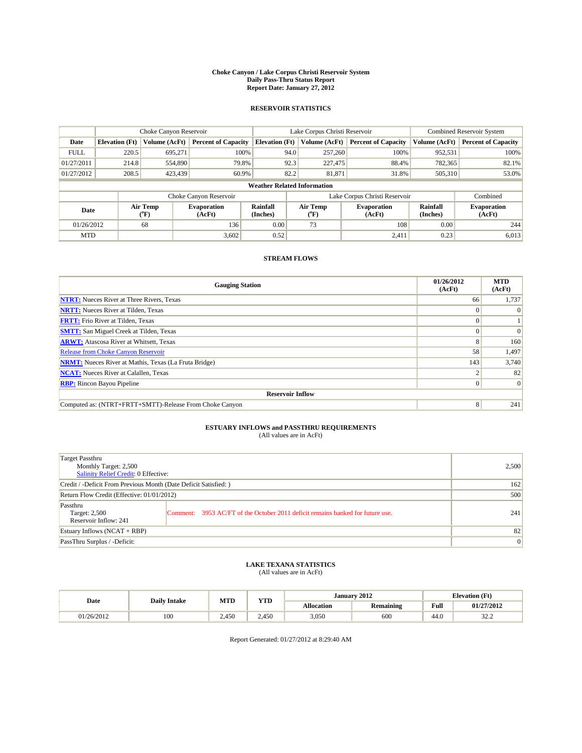# Choke Canyon / Lake Corpus Christi Reservoir System
## Daily Pass-Thru Status Report
### Report Date: January 27, 2012

## RESERVOIR STATISTICS

| | Choke Canyon Reservoir | | | Lake Corpus Christi Reservoir | | | Combined Reservoir System | |
|---|---|---|---|---|---|---|---|---|
| Date | Elevation (Ft) | Volume (AcFt) | Percent of Capacity | Elevation (Ft) | Volume (AcFt) | Percent of Capacity | Volume (AcFt) | Percent of Capacity |
| FULL | 220.5 | 695,271 | 100% | 94.0 | 257,260 | 100% | 952,531 | 100% |
| 01/27/2011 | 214.8 | 554,890 | 79.8% | 92.3 | 227,475 | 88.4% | 782,365 | 82.1% |
| 01/27/2012 | 208.5 | 423,439 | 60.9% | 82.2 | 81,871 | 31.8% | 505,310 | 53.0% |

**Weather Related Information**

| | Choke Canyon Reservoir | | | Lake Corpus Christi Reservoir | | | Combined |
|---|---|---|---|---|---|---|---|
| Date | Air Temp (°F) | Evaporation (AcFt) | Rainfall (Inches) | Air Temp (°F) | Evaporation (AcFt) | Rainfall (Inches) | Evaporation (AcFt) |
| 01/26/2012 | 68 | 136 | 0.00 | 73 | 108 | 0.00 | 244 |
| MTD | | 3,602 | 0.52 | | 2,411 | 0.23 | 6,013 |

## STREAM FLOWS

| Gauging Station | 01/26/2012 (AcFt) | MTD (AcFt) |
|---|---|---|
| NTRT: Nueces River at Three Rivers, Texas | 66 | 1,737 |
| NRTT: Nueces River at Tilden, Texas | 0 | 0 |
| FRTT: Frio River at Tilden, Texas | 0 | 1 |
| SMTT: San Miguel Creek at Tilden, Texas | 0 | 0 |
| ARWT: Atascosa River at Whitsett, Texas | 8 | 160 |
| Release from Choke Canyon Reservoir | 58 | 1,497 |
| NRMT: Nueces River at Mathis, Texas (La Fruta Bridge) | 143 | 3,740 |
| NCAT: Nueces River at Calallen, Texas | 2 | 82 |
| RBP: Rincon Bayou Pipeline | 0 | 0 |
| **Reservoir Inflow** | | |
| Computed as: (NTRT+FRTT+SMTT)-Release From Choke Canyon | 8 | 241 |

## ESTUARY INFLOWS and PASSTHRU REQUIREMENTS
(All values are in AcFt)

| | | |
|---|---|---|
| Target Passthru<br>Monthly Target: 2,500<br>Salinity Relief Credit: 0 Effective: | | 2,500 |
| Credit / -Deficit From Previous Month (Date Deficit Satisfied: ) | | 162 |
| Return Flow Credit (Effective: 01/01/2012) | | 500 |
| Passthru<br>Target: 2,500<br>Reservoir Inflow: 241 | Comment: 3953 AC/FT of the October 2011 deficit remains banked for future use. | 241 |
| Estuary Inflows (NCAT + RBP) | | 82 |
| PassThru Surplus / -Deficit: | | 0 |

## LAKE TEXANA STATISTICS
(All values are in AcFt)

| Date | Daily Intake | MTD | YTD | January 2012 | | Elevation (Ft) | |
|---|---|---|---|---|---|---|---|
| | | | | Allocation | Remaining | Full | 01/27/2012 |
| 01/26/2012 | 100 | 2,450 | 2,450 | 3,050 | 600 | 44.0 | 32.2 |

Report Generated: 01/27/2012 at 8:29:40 AM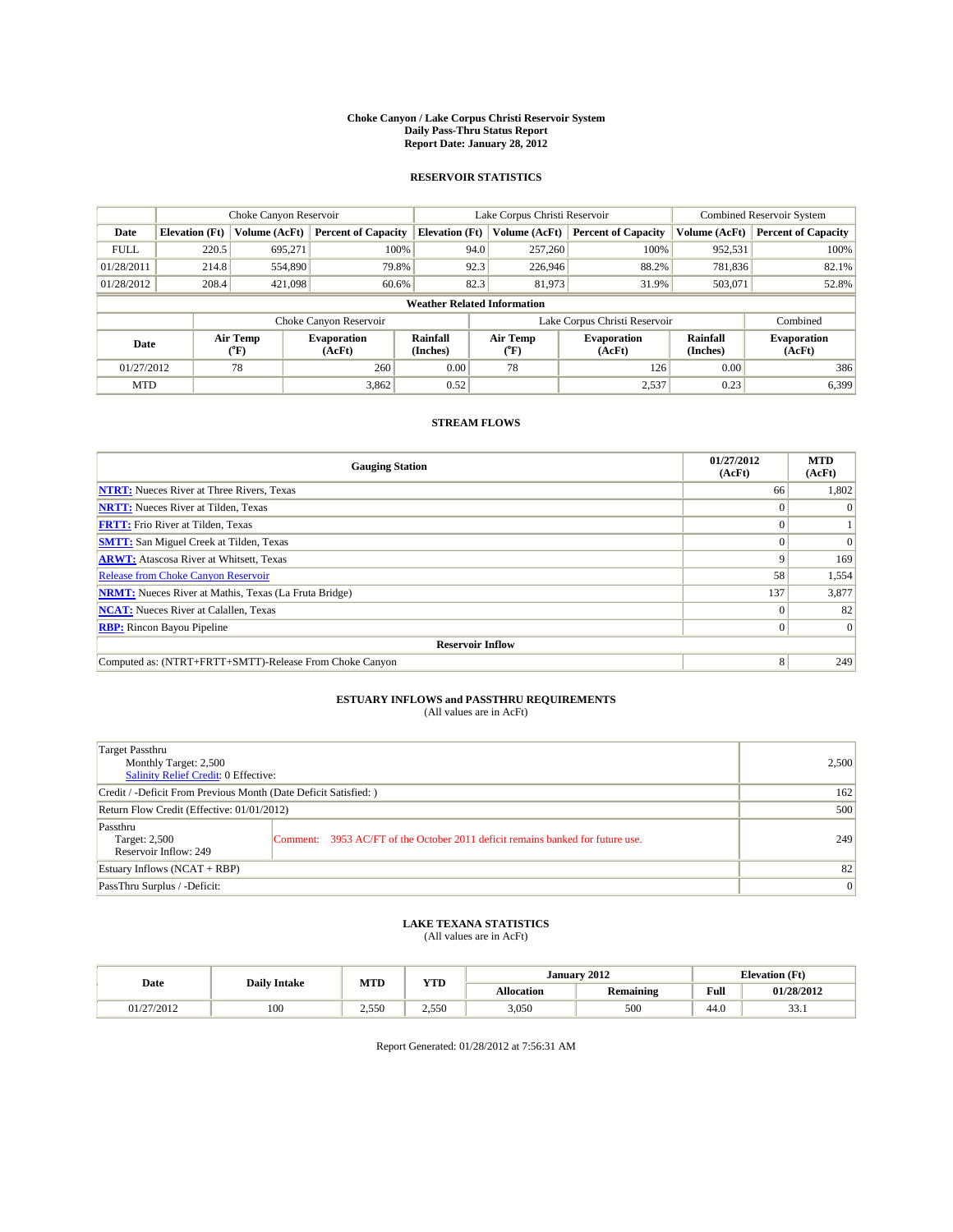# Choke Canyon / Lake Corpus Christi Reservoir System
## Daily Pass-Thru Status Report
## Report Date: January 28, 2012

### RESERVOIR STATISTICS

| | Choke Canyon Reservoir | | | Lake Corpus Christi Reservoir | | | Combined Reservoir System | |
|---|---|---|---|---|---|---|---|---|
| Date | Elevation (Ft) | Volume (AcFt) | Percent of Capacity | Elevation (Ft) | Volume (AcFt) | Percent of Capacity | Volume (AcFt) | Percent of Capacity |
| FULL | 220.5 | 695,271 | 100% | 94.0 | 257,260 | 100% | 952,531 | 100% |
| 01/28/2011 | 214.8 | 554,890 | 79.8% | 92.3 | 226,946 | 88.2% | 781,836 | 82.1% |
| 01/28/2012 | 208.4 | 421,098 | 60.6% | 82.3 | 81,973 | 31.9% | 503,071 | 52.8% |

**Weather Related Information**

| | Choke Canyon Reservoir | | | Lake Corpus Christi Reservoir | | | Combined |
|---|---|---|---|---|---|---|---|
| Date | Air Temp (°F) | Evaporation (AcFt) | Rainfall (Inches) | Air Temp (°F) | Evaporation (AcFt) | Rainfall (Inches) | Evaporation (AcFt) |
| 01/27/2012 | 78 | 260 | 0.00 | 78 | 126 | 0.00 | 386 |
| MTD | | 3,862 | 0.52 | | 2,537 | 0.23 | 6,399 |

### STREAM FLOWS

| Gauging Station | 01/27/2012 (AcFt) | MTD (AcFt) |
|---|---|---|
| **NTRT:** Nueces River at Three Rivers, Texas | 66 | 1,802 |
| **NRTT:** Nueces River at Tilden, Texas | 0 | 0 |
| **FRTT:** Frio River at Tilden, Texas | 0 | 1 |
| **SMTT:** San Miguel Creek at Tilden, Texas | 0 | 0 |
| **ARWT:** Atascosa River at Whitsett, Texas | 9 | 169 |
| Release from Choke Canyon Reservoir | 58 | 1,554 |
| **NRMT:** Nueces River at Mathis, Texas (La Fruta Bridge) | 137 | 3,877 |
| **NCAT:** Nueces River at Calallen, Texas | 0 | 82 |
| **RBP:** Rincon Bayou Pipeline | 0 | 0 |
| **Reservoir Inflow** | | |
| Computed as: (NTRT+FRTT+SMTT)-Release From Choke Canyon | 8 | 249 |

### ESTUARY INFLOWS and PASSTHRU REQUIREMENTS
(All values are in AcFt)

| | | |
|---|---|---|
| Target Passthru<br>Monthly Target: 2,500<br>Salinity Relief Credit: 0 Effective: | | 2,500 |
| Credit / -Deficit From Previous Month (Date Deficit Satisfied: ) | | 162 |
| Return Flow Credit (Effective: 01/01/2012) | | 500 |
| Passthru<br>Target: 2,500<br>Reservoir Inflow: 249 | Comment: 3953 AC/FT of the October 2011 deficit remains banked for future use. | 249 |
| Estuary Inflows (NCAT + RBP) | | 82 |
| PassThru Surplus / -Deficit: | | 0 |

### LAKE TEXANA STATISTICS
(All values are in AcFt)

| Date | Daily Intake | MTD | YTD | January 2012 | | Elevation (Ft) | |
|---|---|---|---|---|---|---|---|
| | | | | Allocation | Remaining | Full | 01/28/2012 |
| 01/27/2012 | 100 | 2,550 | 2,550 | 3,050 | 500 | 44.0 | 33.1 |

Report Generated: 01/28/2012 at 7:56:31 AM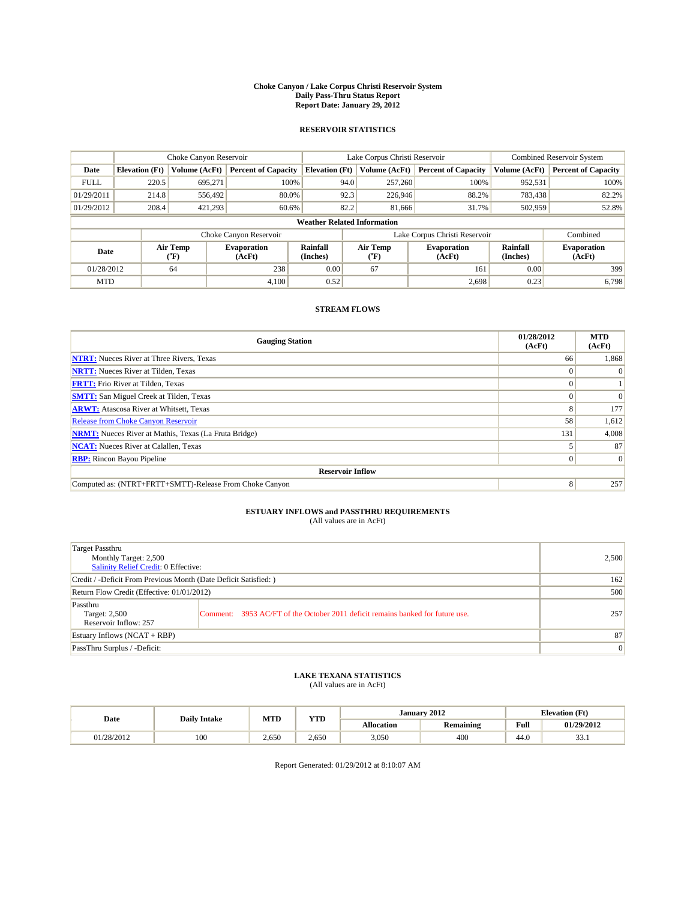# Choke Canyon / Lake Corpus Christi Reservoir System
## Daily Pass-Thru Status Report
## Report Date: January 29, 2012

### RESERVOIR STATISTICS

| | Choke Canyon Reservoir | | | Lake Corpus Christi Reservoir | | | Combined Reservoir System | |
|---|---|---|---|---|---|---|---|---|
| Date | Elevation (Ft) | Volume (AcFt) | Percent of Capacity | Elevation (Ft) | Volume (AcFt) | Percent of Capacity | Volume (AcFt) | Percent of Capacity |
| FULL | 220.5 | 695,271 | 100% | 94.0 | 257,260 | 100% | 952,531 | 100% |
| 01/29/2011 | 214.8 | 556,492 | 80.0% | 92.3 | 226,946 | 88.2% | 783,438 | 82.2% |
| 01/29/2012 | 208.4 | 421,293 | 60.6% | 82.2 | 81,666 | 31.7% | 502,959 | 52.8% |

**Weather Related Information**

| | Choke Canyon Reservoir | | | Lake Corpus Christi Reservoir | | | Combined |
|---|---|---|---|---|---|---|---|
| Date | Air Temp (°F) | Evaporation (AcFt) | Rainfall (Inches) | Air Temp (°F) | Evaporation (AcFt) | Rainfall (Inches) | Evaporation (AcFt) |
| 01/28/2012 | 64 | 238 | 0.00 | 67 | 161 | 0.00 | 399 |
| MTD | | 4,100 | 0.52 | | 2,698 | 0.23 | 6,798 |

### STREAM FLOWS

| Gauging Station | 01/28/2012 (AcFt) | MTD (AcFt) |
|---|---|---|
| **NTRT:** Nueces River at Three Rivers, Texas | 66 | 1,868 |
| **NRTT:** Nueces River at Tilden, Texas | 0 | 0 |
| **FRTT:** Frio River at Tilden, Texas | 0 | 1 |
| **SMTT:** San Miguel Creek at Tilden, Texas | 0 | 0 |
| **ARWT:** Atascosa River at Whitsett, Texas | 8 | 177 |
| Release from Choke Canyon Reservoir | 58 | 1,612 |
| **NRMT:** Nueces River at Mathis, Texas (La Fruta Bridge) | 131 | 4,008 |
| **NCAT:** Nueces River at Calallen, Texas | 5 | 87 |
| **RBP:** Rincon Bayou Pipeline | 0 | 0 |
| **Reservoir Inflow** | | |
| Computed as: (NTRT+FRTT+SMTT)-Release From Choke Canyon | 8 | 257 |

### ESTUARY INFLOWS and PASSTHRU REQUIREMENTS
(All values are in AcFt)

| | | |
|---|---|---|
| Target Passthru<br>Monthly Target: 2,500<br>Salinity Relief Credit: 0 Effective: | | 2,500 |
| Credit / -Deficit From Previous Month (Date Deficit Satisfied: ) | | 162 |
| Return Flow Credit (Effective: 01/01/2012) | | 500 |
| Passthru<br>Target: 2,500<br>Reservoir Inflow: 257 | Comment: 3953 AC/FT of the October 2011 deficit remains banked for future use. | 257 |
| Estuary Inflows (NCAT + RBP) | | 87 |
| PassThru Surplus / -Deficit: | | 0 |

### LAKE TEXANA STATISTICS
(All values are in AcFt)

| Date | Daily Intake | MTD | YTD | January 2012 | | Elevation (Ft) | |
|---|---|---|---|---|---|---|---|
| | | | | Allocation | Remaining | Full | 01/29/2012 |
| 01/28/2012 | 100 | 2,650 | 2,650 | 3,050 | 400 | 44.0 | 33.1 |

Report Generated: 01/29/2012 at 8:10:07 AM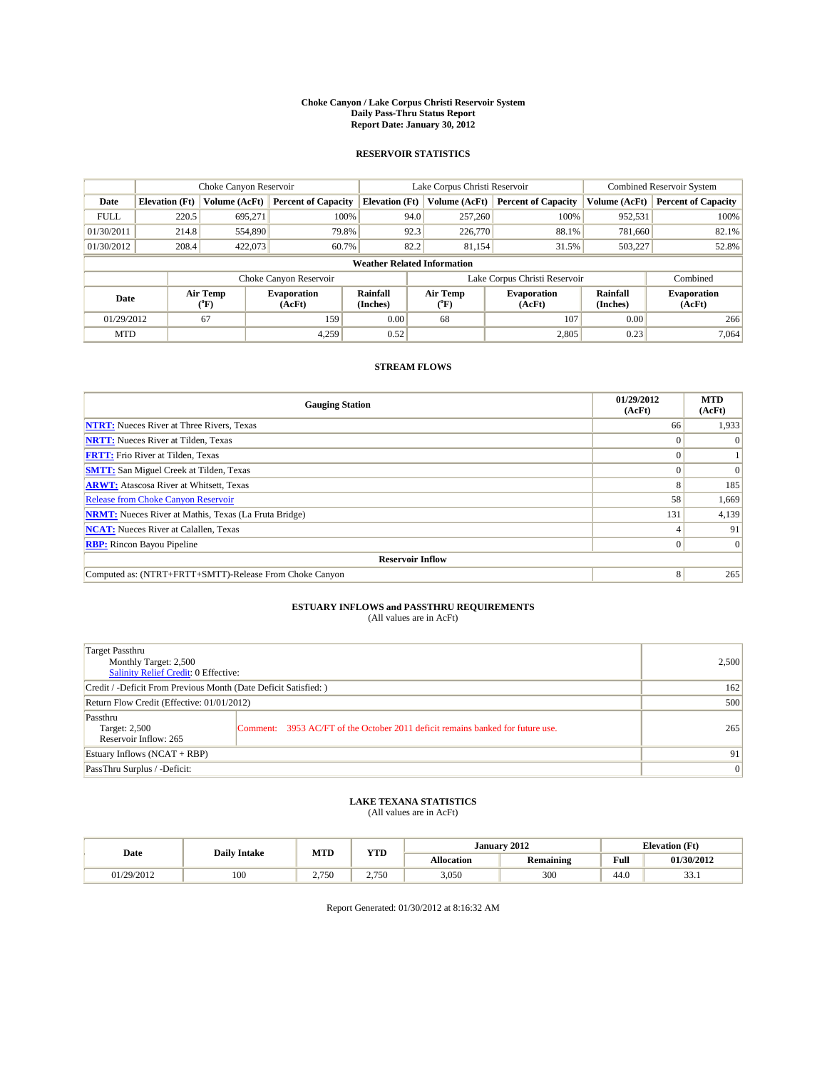# Choke Canyon / Lake Corpus Christi Reservoir System
## Daily Pass-Thru Status Report
### Report Date: January 30, 2012

## RESERVOIR STATISTICS

| | Choke Canyon Reservoir | | | Lake Corpus Christi Reservoir | | | Combined Reservoir System | |
|---|---|---|---|---|---|---|---|---|
| Date | Elevation (Ft) | Volume (AcFt) | Percent of Capacity | Elevation (Ft) | Volume (AcFt) | Percent of Capacity | Volume (AcFt) | Percent of Capacity |
| FULL | 220.5 | 695,271 | 100% | 94.0 | 257,260 | 100% | 952,531 | 100% |
| 01/30/2011 | 214.8 | 554,890 | 79.8% | 92.3 | 226,770 | 88.1% | 781,660 | 82.1% |
| 01/30/2012 | 208.4 | 422,073 | 60.7% | 82.2 | 81,154 | 31.5% | 503,227 | 52.8% |

**Weather Related Information**

| | Choke Canyon Reservoir | | | Lake Corpus Christi Reservoir | | | Combined |
|---|---|---|---|---|---|---|---|
| Date | Air Temp (°F) | Evaporation (AcFt) | Rainfall (Inches) | Air Temp (°F) | Evaporation (AcFt) | Rainfall (Inches) | Evaporation (AcFt) |
| 01/29/2012 | 67 | 159 | 0.00 | 68 | 107 | 0.00 | 266 |
| MTD | | 4,259 | 0.52 | | 2,805 | 0.23 | 7,064 |

## STREAM FLOWS

| Gauging Station | 01/29/2012 (AcFt) | MTD (AcFt) |
|---|---|---|
| NTRT: Nueces River at Three Rivers, Texas | 66 | 1,933 |
| NRTT: Nueces River at Tilden, Texas | 0 | 0 |
| FRTT: Frio River at Tilden, Texas | 0 | 1 |
| SMTT: San Miguel Creek at Tilden, Texas | 0 | 0 |
| ARWT: Atascosa River at Whitsett, Texas | 8 | 185 |
| Release from Choke Canyon Reservoir | 58 | 1,669 |
| NRMT: Nueces River at Mathis, Texas (La Fruta Bridge) | 131 | 4,139 |
| NCAT: Nueces River at Calallen, Texas | 4 | 91 |
| RBP: Rincon Bayou Pipeline | 0 | 0 |
| **Reservoir Inflow** | | |
| Computed as: (NTRT+FRTT+SMTT)-Release From Choke Canyon | 8 | 265 |

## ESTUARY INFLOWS and PASSTHRU REQUIREMENTS
(All values are in AcFt)

| | | |
|---|---|---|
| Target Passthru<br>Monthly Target: 2,500<br>Salinity Relief Credit: 0 Effective: | | 2,500 |
| Credit / -Deficit From Previous Month (Date Deficit Satisfied: ) | | 162 |
| Return Flow Credit (Effective: 01/01/2012) | | 500 |
| Passthru<br>Target: 2,500<br>Reservoir Inflow: 265 | Comment: 3953 AC/FT of the October 2011 deficit remains banked for future use. | 265 |
| Estuary Inflows (NCAT + RBP) | | 91 |
| PassThru Surplus / -Deficit: | | 0 |

## LAKE TEXANA STATISTICS
(All values are in AcFt)

| Date | Daily Intake | MTD | YTD | January 2012 | | Elevation (Ft) | |
|---|---|---|---|---|---|---|---|
| | | | | Allocation | Remaining | Full | 01/30/2012 |
| 01/29/2012 | 100 | 2,750 | 2,750 | 3,050 | 300 | 44.0 | 33.1 |

Report Generated: 01/30/2012 at 8:16:32 AM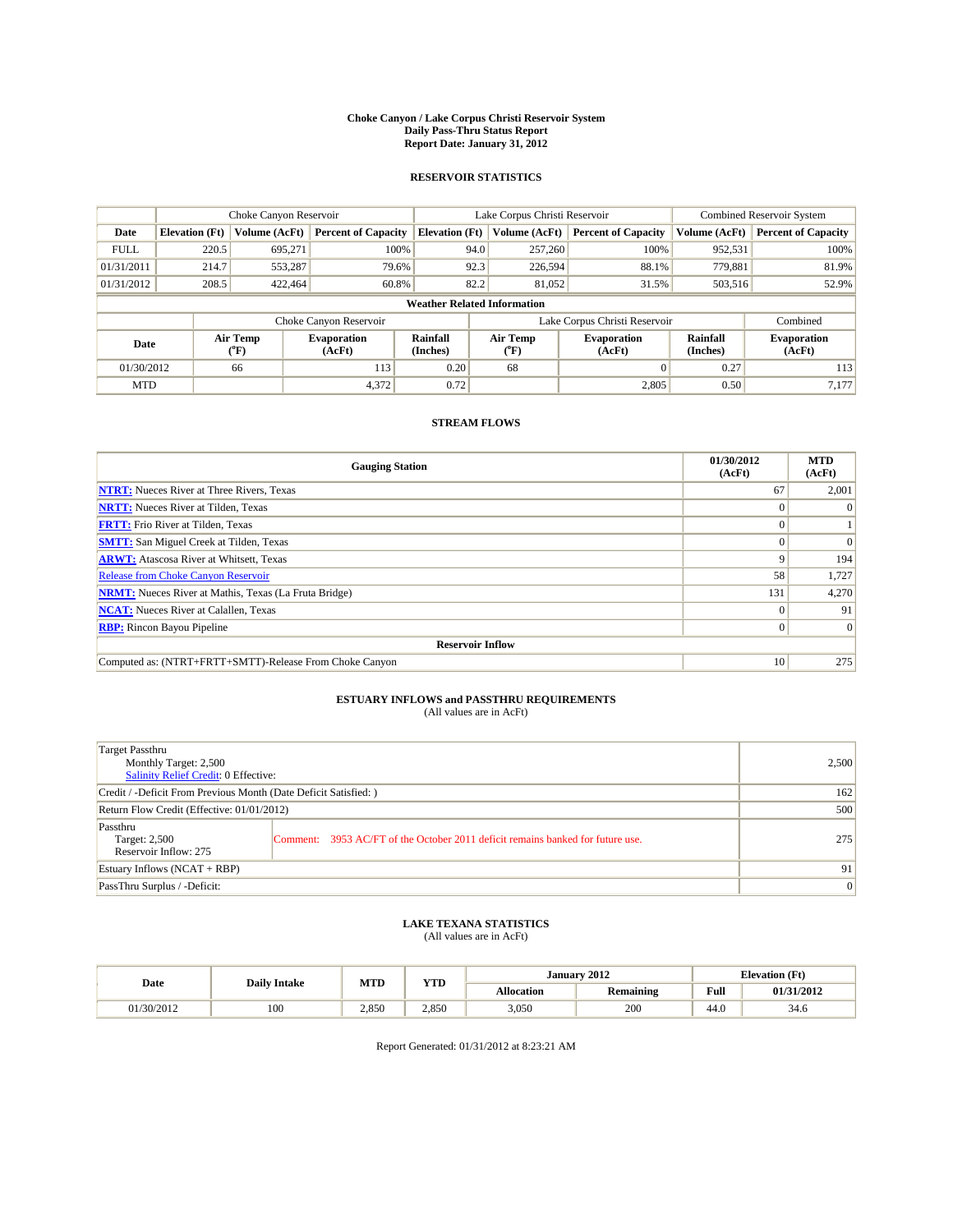# Choke Canyon / Lake Corpus Christi Reservoir System
## Daily Pass-Thru Status Report
## Report Date: January 31, 2012

### RESERVOIR STATISTICS

| | Choke Canyon Reservoir | | | Lake Corpus Christi Reservoir | | | Combined Reservoir System | |
|---|---|---|---|---|---|---|---|---|
| Date | Elevation (Ft) | Volume (AcFt) | Percent of Capacity | Elevation (Ft) | Volume (AcFt) | Percent of Capacity | Volume (AcFt) | Percent of Capacity |
| FULL | 220.5 | 695,271 | 100% | 94.0 | 257,260 | 100% | 952,531 | 100% |
| 01/31/2011 | 214.7 | 553,287 | 79.6% | 92.3 | 226,594 | 88.1% | 779,881 | 81.9% |
| 01/31/2012 | 208.5 | 422,464 | 60.8% | 82.2 | 81,052 | 31.5% | 503,516 | 52.9% |

**Weather Related Information**

| | Choke Canyon Reservoir | | | Lake Corpus Christi Reservoir | | | Combined |
|---|---|---|---|---|---|---|---|
| Date | Air Temp (°F) | Evaporation (AcFt) | Rainfall (Inches) | Air Temp (°F) | Evaporation (AcFt) | Rainfall (Inches) | Evaporation (AcFt) |
| 01/30/2012 | 66 | 113 | 0.20 | 68 | 0 | 0.27 | 113 |
| MTD | | 4,372 | 0.72 | | 2,805 | 0.50 | 7,177 |

### STREAM FLOWS

| Gauging Station | 01/30/2012 (AcFt) | MTD (AcFt) |
|---|---|---|
| NTRT: Nueces River at Three Rivers, Texas | 67 | 2,001 |
| NRTT: Nueces River at Tilden, Texas | 0 | 0 |
| FRTT: Frio River at Tilden, Texas | 0 | 1 |
| SMTT: San Miguel Creek at Tilden, Texas | 0 | 0 |
| ARWT: Atascosa River at Whitsett, Texas | 9 | 194 |
| Release from Choke Canyon Reservoir | 58 | 1,727 |
| NRMT: Nueces River at Mathis, Texas (La Fruta Bridge) | 131 | 4,270 |
| NCAT: Nueces River at Calallen, Texas | 0 | 91 |
| RBP: Rincon Bayou Pipeline | 0 | 0 |
| **Reservoir Inflow** | | |
| Computed as: (NTRT+FRTT+SMTT)-Release From Choke Canyon | 10 | 275 |

### ESTUARY INFLOWS and PASSTHRU REQUIREMENTS
(All values are in AcFt)

| | | |
|---|---|---|
| Target Passthru<br>Monthly Target: 2,500<br>Salinity Relief Credit: 0 Effective: | | 2,500 |
| Credit / -Deficit From Previous Month (Date Deficit Satisfied: ) | | 162 |
| Return Flow Credit (Effective: 01/01/2012) | | 500 |
| Passthru<br>Target: 2,500<br>Reservoir Inflow: 275 | Comment: 3953 AC/FT of the October 2011 deficit remains banked for future use. | 275 |
| Estuary Inflows (NCAT + RBP) | | 91 |
| PassThru Surplus / -Deficit: | | 0 |

### LAKE TEXANA STATISTICS
(All values are in AcFt)

| Date | Daily Intake | MTD | YTD | January 2012 | | Elevation (Ft) | |
|---|---|---|---|---|---|---|---|
| | | | | Allocation | Remaining | Full | 01/31/2012 |
| 01/30/2012 | 100 | 2,850 | 2,850 | 3,050 | 200 | 44.0 | 34.6 |

Report Generated: 01/31/2012 at 8:23:21 AM